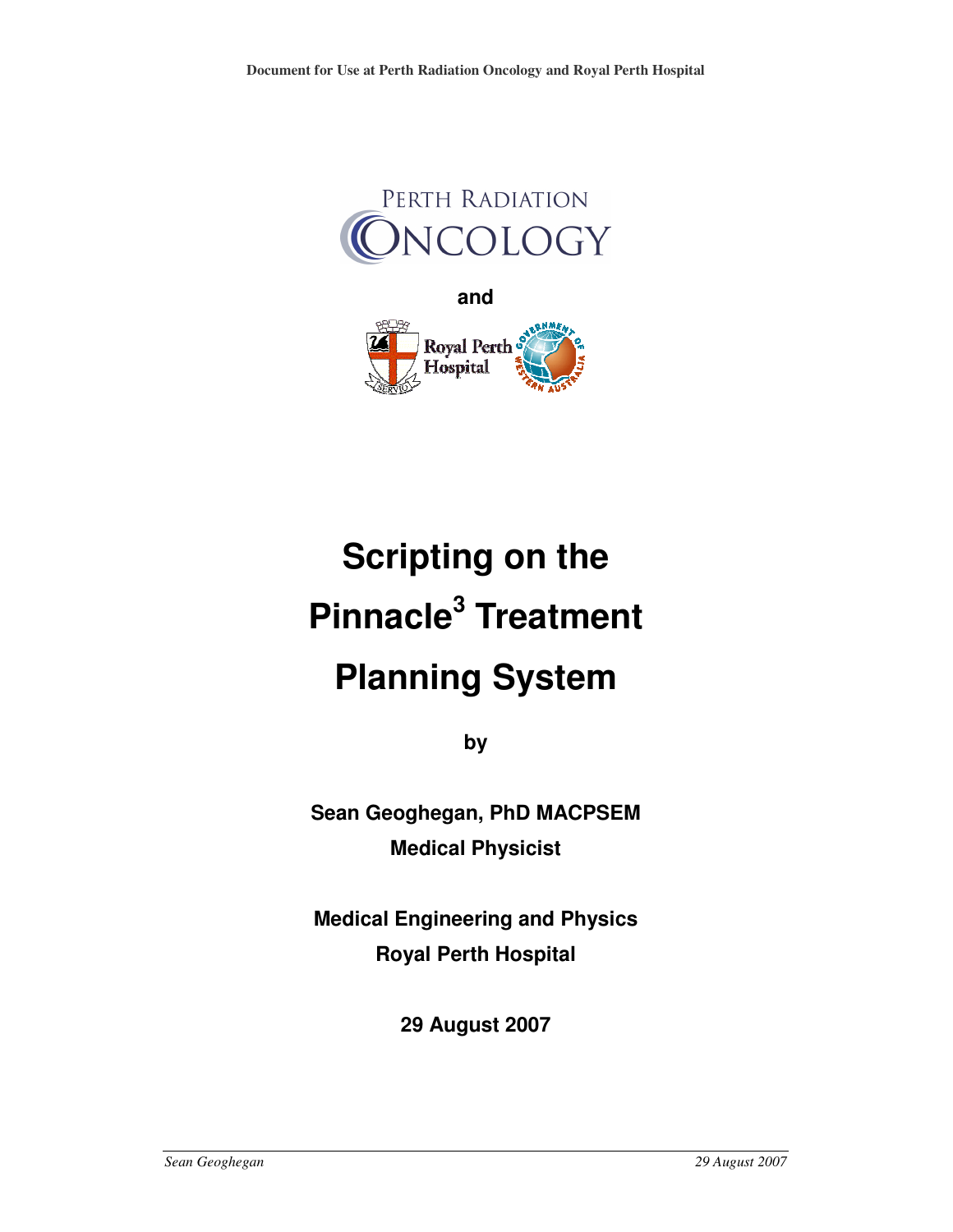Document for Use at Perth Radiation Oncology and Royal Perth Hospital

PERTH RADIATION ONCOLOGY

and

Royal Perth Hospital

# Scripting on the Pinnacle$^3$ Treatment Planning System

**by**

**Sean Geoghegan, PhD MACPSEM**
**Medical Physicist**

**Medical Engineering and Physics**
**Royal Perth Hospital**

**29 August 2007**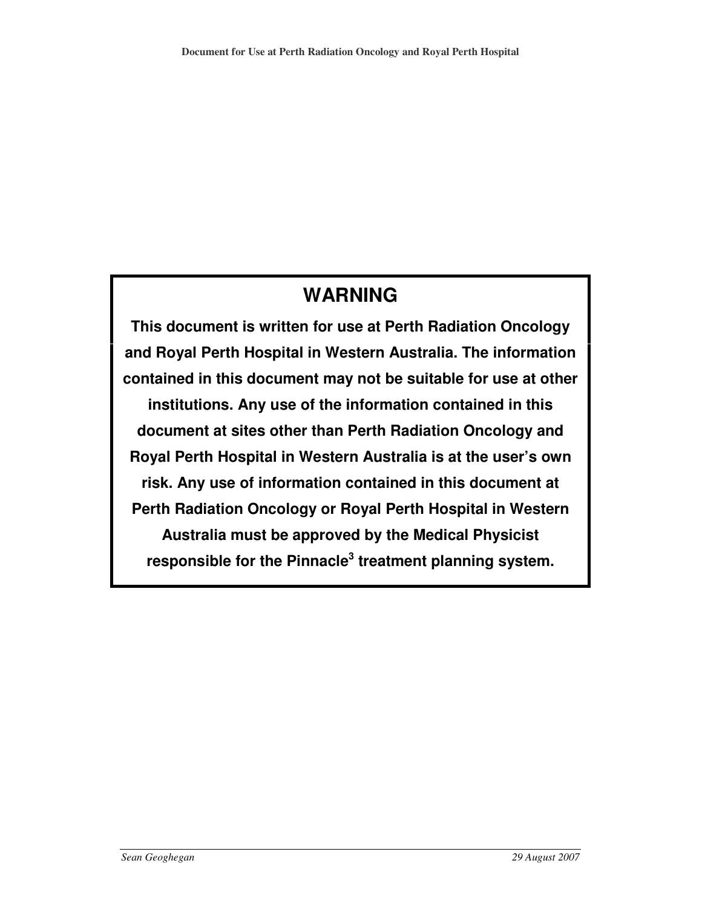## WARNING

**This document is written for use at Perth Radiation Oncology and Royal Perth Hospital in Western Australia. The information contained in this document may not be suitable for use at other institutions. Any use of the information contained in this document at sites other than Perth Radiation Oncology and Royal Perth Hospital in Western Australia is at the user's own risk. Any use of information contained in this document at Perth Radiation Oncology or Royal Perth Hospital in Western Australia must be approved by the Medical Physicist responsible for the Pinnacle$^3$ treatment planning system.**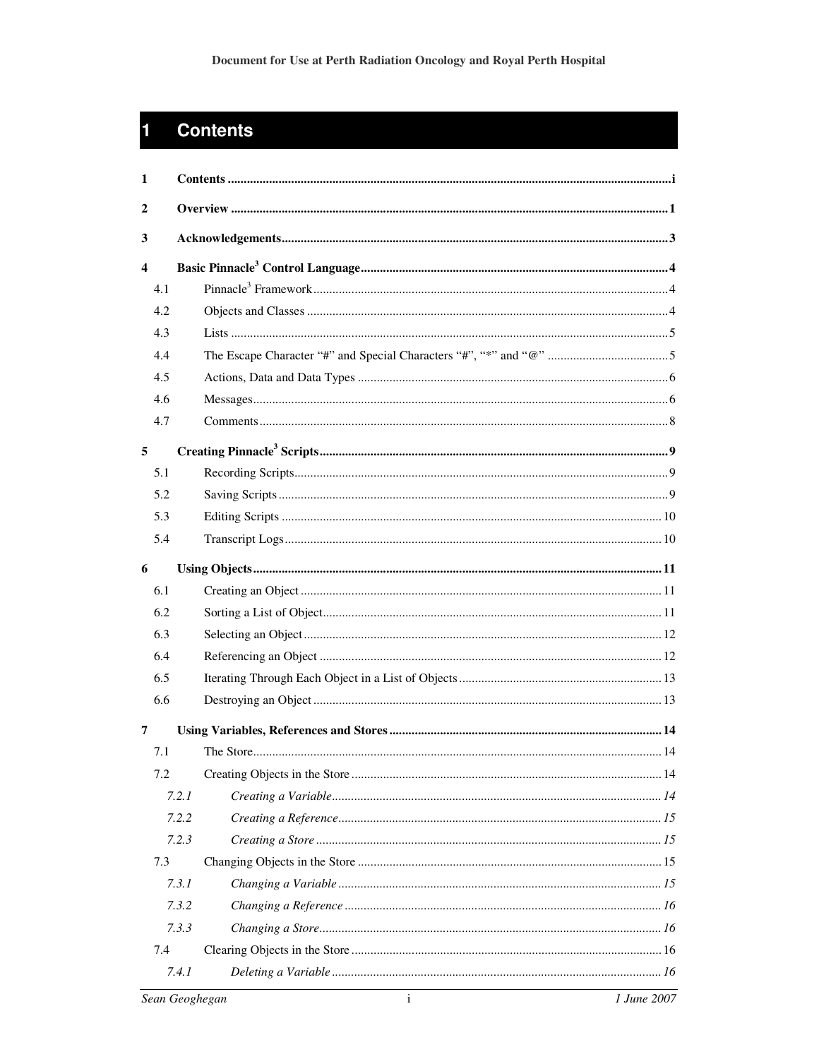# 1 Contents

| | | |
|---|---|---|
| **1** | **Contents** | **i** |
| **2** | **Overview** | **1** |
| **3** | **Acknowledgements** | **3** |
| **4** | **Basic Pinnacle$^3$ Control Language** | **4** |
| 4.1 | Pinnacle$^3$ Framework | 4 |
| 4.2 | Objects and Classes | 4 |
| 4.3 | Lists | 5 |
| 4.4 | The Escape Character “#” and Special Characters “#”, “*” and “@” | 5 |
| 4.5 | Actions, Data and Data Types | 6 |
| 4.6 | Messages | 6 |
| 4.7 | Comments | 8 |
| **5** | **Creating Pinnacle$^3$ Scripts** | **9** |
| 5.1 | Recording Scripts | 9 |
| 5.2 | Saving Scripts | 9 |
| 5.3 | Editing Scripts | 10 |
| 5.4 | Transcript Logs | 10 |
| **6** | **Using Objects** | **11** |
| 6.1 | Creating an Object | 11 |
| 6.2 | Sorting a List of Object | 11 |
| 6.3 | Selecting an Object | 12 |
| 6.4 | Referencing an Object | 12 |
| 6.5 | Iterating Through Each Object in a List of Objects | 13 |
| 6.6 | Destroying an Object | 13 |
| **7** | **Using Variables, References and Stores** | **14** |
| 7.1 | The Store | 14 |
| 7.2 | Creating Objects in the Store | 14 |
| *7.2.1* | *Creating a Variable* | *14* |
| *7.2.2* | *Creating a Reference* | *15* |
| *7.2.3* | *Creating a Store* | *15* |
| 7.3 | Changing Objects in the Store | 15 |
| *7.3.1* | *Changing a Variable* | *15* |
| *7.3.2* | *Changing a Reference* | *16* |
| *7.3.3* | *Changing a Store* | *16* |
| 7.4 | Clearing Objects in the Store | 16 |
| *7.4.1* | *Deleting a Variable* | *16* |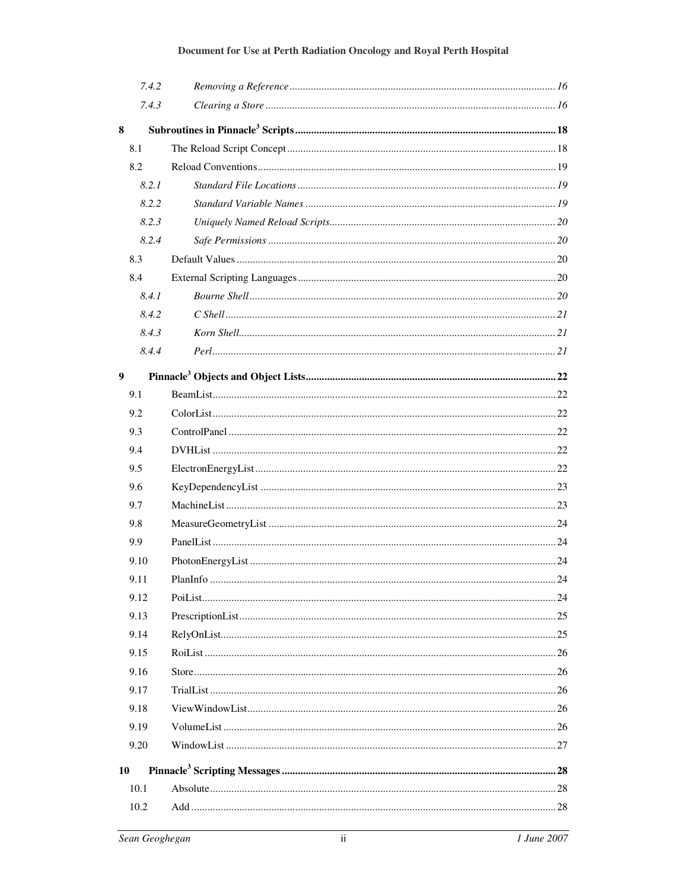| | | |
|---|---|---|
| *7.4.2* | *Removing a Reference* | *16* |
| *7.4.3* | *Clearing a Store* | *16* |
| **8** | **Subroutines in Pinnacle[3] Scripts** | **18** |
| 8.1 | The Reload Script Concept | 18 |
| 8.2 | Reload Conventions | 19 |
| *8.2.1* | *Standard File Locations* | *19* |
| *8.2.2* | *Standard Variable Names* | *19* |
| *8.2.3* | *Uniquely Named Reload Scripts* | *20* |
| *8.2.4* | *Safe Permissions* | *20* |
| 8.3 | Default Values | 20 |
| 8.4 | External Scripting Languages | 20 |
| *8.4.1* | *Bourne Shell* | *20* |
| *8.4.2* | *C Shell* | *21* |
| *8.4.3* | *Korn Shell* | *21* |
| *8.4.4* | *Perl* | *21* |
| **9** | **Pinnacle[3] Objects and Object Lists** | **22** |
| 9.1 | BeamList | 22 |
| 9.2 | ColorList | 22 |
| 9.3 | ControlPanel | 22 |
| 9.4 | DVHList | 22 |
| 9.5 | ElectronEnergyList | 22 |
| 9.6 | KeyDependencyList | 23 |
| 9.7 | MachineList | 23 |
| 9.8 | MeasureGeometryList | 24 |
| 9.9 | PanelList | 24 |
| 9.10 | PhotonEnergyList | 24 |
| 9.11 | PlanInfo | 24 |
| 9.12 | PoiList | 24 |
| 9.13 | PrescriptionList | 25 |
| 9.14 | RelyOnList | 25 |
| 9.15 | RoiList | 26 |
| 9.16 | Store | 26 |
| 9.17 | TrialList | 26 |
| 9.18 | ViewWindowList | 26 |
| 9.19 | VolumeList | 26 |
| 9.20 | WindowList | 27 |
| **10** | **Pinnacle[3] Scripting Messages** | **28** |
| 10.1 | Absolute | 28 |
| 10.2 | Add | 28 |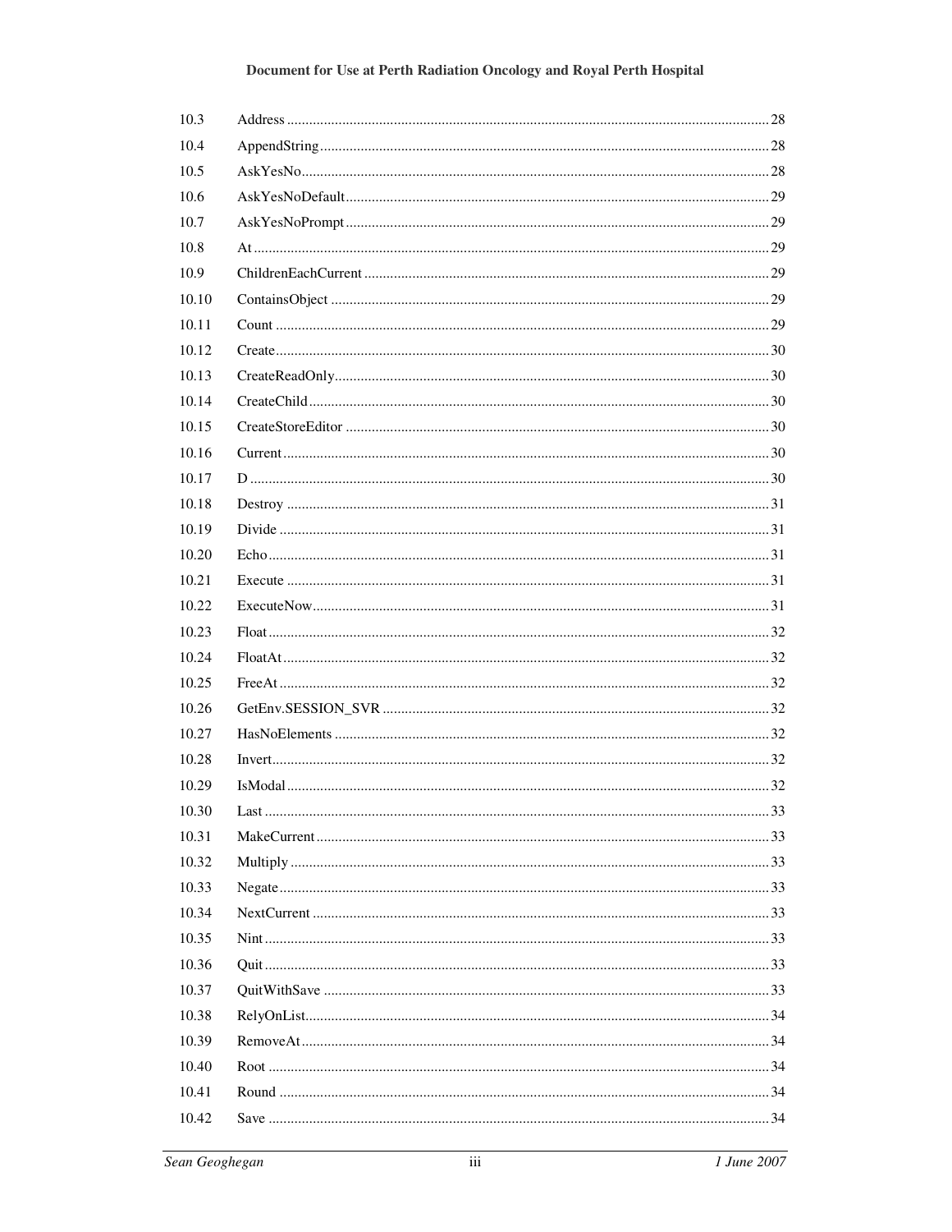| | | |
|---|---|---|
| 10.3 | Address | 28 |
| 10.4 | AppendString | 28 |
| 10.5 | AskYesNo | 28 |
| 10.6 | AskYesNoDefault | 29 |
| 10.7 | AskYesNoPrompt | 29 |
| 10.8 | At | 29 |
| 10.9 | ChildrenEachCurrent | 29 |
| 10.10 | ContainsObject | 29 |
| 10.11 | Count | 29 |
| 10.12 | Create | 30 |
| 10.13 | CreateReadOnly | 30 |
| 10.14 | CreateChild | 30 |
| 10.15 | CreateStoreEditor | 30 |
| 10.16 | Current | 30 |
| 10.17 | D | 30 |
| 10.18 | Destroy | 31 |
| 10.19 | Divide | 31 |
| 10.20 | Echo | 31 |
| 10.21 | Execute | 31 |
| 10.22 | ExecuteNow | 31 |
| 10.23 | Float | 32 |
| 10.24 | FloatAt | 32 |
| 10.25 | FreeAt | 32 |
| 10.26 | GetEnv.SESSION_SVR | 32 |
| 10.27 | HasNoElements | 32 |
| 10.28 | Invert | 32 |
| 10.29 | IsModal | 32 |
| 10.30 | Last | 33 |
| 10.31 | MakeCurrent | 33 |
| 10.32 | Multiply | 33 |
| 10.33 | Negate | 33 |
| 10.34 | NextCurrent | 33 |
| 10.35 | Nint | 33 |
| 10.36 | Quit | 33 |
| 10.37 | QuitWithSave | 33 |
| 10.38 | RelyOnList | 34 |
| 10.39 | RemoveAt | 34 |
| 10.40 | Root | 34 |
| 10.41 | Round | 34 |
| 10.42 | Save | 34 |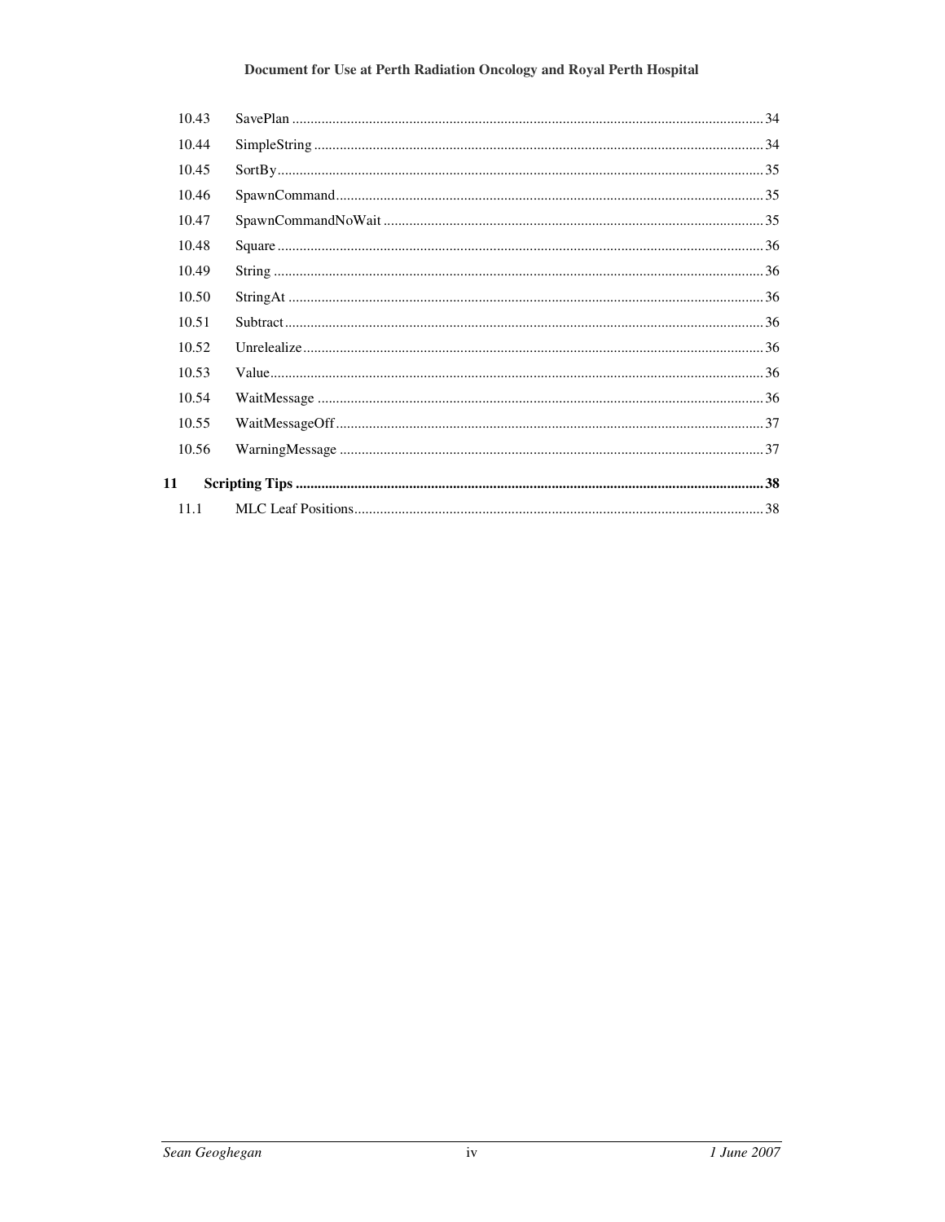| | | |
|---|---|---|
| 10.43 | SavePlan | 34 |
| 10.44 | SimpleString | 34 |
| 10.45 | SortBy | 35 |
| 10.46 | SpawnCommand | 35 |
| 10.47 | SpawnCommandNoWait | 35 |
| 10.48 | Square | 36 |
| 10.49 | String | 36 |
| 10.50 | StringAt | 36 |
| 10.51 | Subtract | 36 |
| 10.52 | Unrelealize | 36 |
| 10.53 | Value | 36 |
| 10.54 | WaitMessage | 36 |
| 10.55 | WaitMessageOff | 37 |
| 10.56 | WarningMessage | 37 |
| **11** | **Scripting Tips** | **38** |
| 11.1 | MLC Leaf Positions | 38 |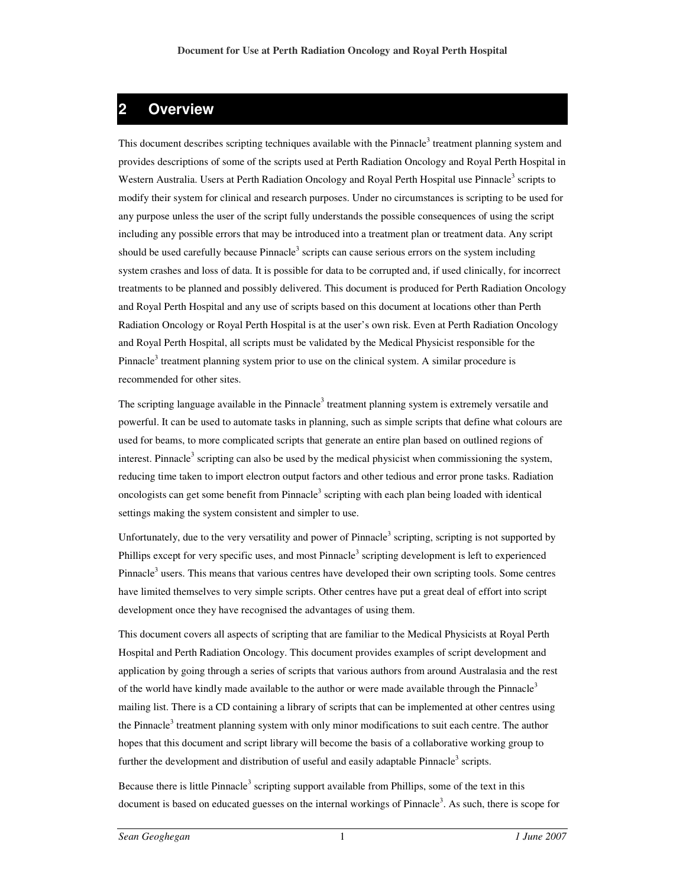# 2 Overview

This document describes scripting techniques available with the Pinnacle$^3$ treatment planning system and provides descriptions of some of the scripts used at Perth Radiation Oncology and Royal Perth Hospital in Western Australia. Users at Perth Radiation Oncology and Royal Perth Hospital use Pinnacle$^3$ scripts to modify their system for clinical and research purposes. Under no circumstances is scripting to be used for any purpose unless the user of the script fully understands the possible consequences of using the script including any possible errors that may be introduced into a treatment plan or treatment data. Any script should be used carefully because Pinnacle$^3$ scripts can cause serious errors on the system including system crashes and loss of data. It is possible for data to be corrupted and, if used clinically, for incorrect treatments to be planned and possibly delivered. This document is produced for Perth Radiation Oncology and Royal Perth Hospital and any use of scripts based on this document at locations other than Perth Radiation Oncology or Royal Perth Hospital is at the user's own risk. Even at Perth Radiation Oncology and Royal Perth Hospital, all scripts must be validated by the Medical Physicist responsible for the Pinnacle$^3$ treatment planning system prior to use on the clinical system. A similar procedure is recommended for other sites.

The scripting language available in the Pinnacle$^3$ treatment planning system is extremely versatile and powerful. It can be used to automate tasks in planning, such as simple scripts that define what colours are used for beams, to more complicated scripts that generate an entire plan based on outlined regions of interest. Pinnacle$^3$ scripting can also be used by the medical physicist when commissioning the system, reducing time taken to import electron output factors and other tedious and error prone tasks. Radiation oncologists can get some benefit from Pinnacle$^3$ scripting with each plan being loaded with identical settings making the system consistent and simpler to use.

Unfortunately, due to the very versatility and power of Pinnacle$^3$ scripting, scripting is not supported by Phillips except for very specific uses, and most Pinnacle$^3$ scripting development is left to experienced Pinnacle$^3$ users. This means that various centres have developed their own scripting tools. Some centres have limited themselves to very simple scripts. Other centres have put a great deal of effort into script development once they have recognised the advantages of using them.

This document covers all aspects of scripting that are familiar to the Medical Physicists at Royal Perth Hospital and Perth Radiation Oncology. This document provides examples of script development and application by going through a series of scripts that various authors from around Australasia and the rest of the world have kindly made available to the author or were made available through the Pinnacle$^3$ mailing list. There is a CD containing a library of scripts that can be implemented at other centres using the Pinnacle$^3$ treatment planning system with only minor modifications to suit each centre. The author hopes that this document and script library will become the basis of a collaborative working group to further the development and distribution of useful and easily adaptable Pinnacle$^3$ scripts.

Because there is little Pinnacle$^3$ scripting support available from Phillips, some of the text in this document is based on educated guesses on the internal workings of Pinnacle$^3$. As such, there is scope for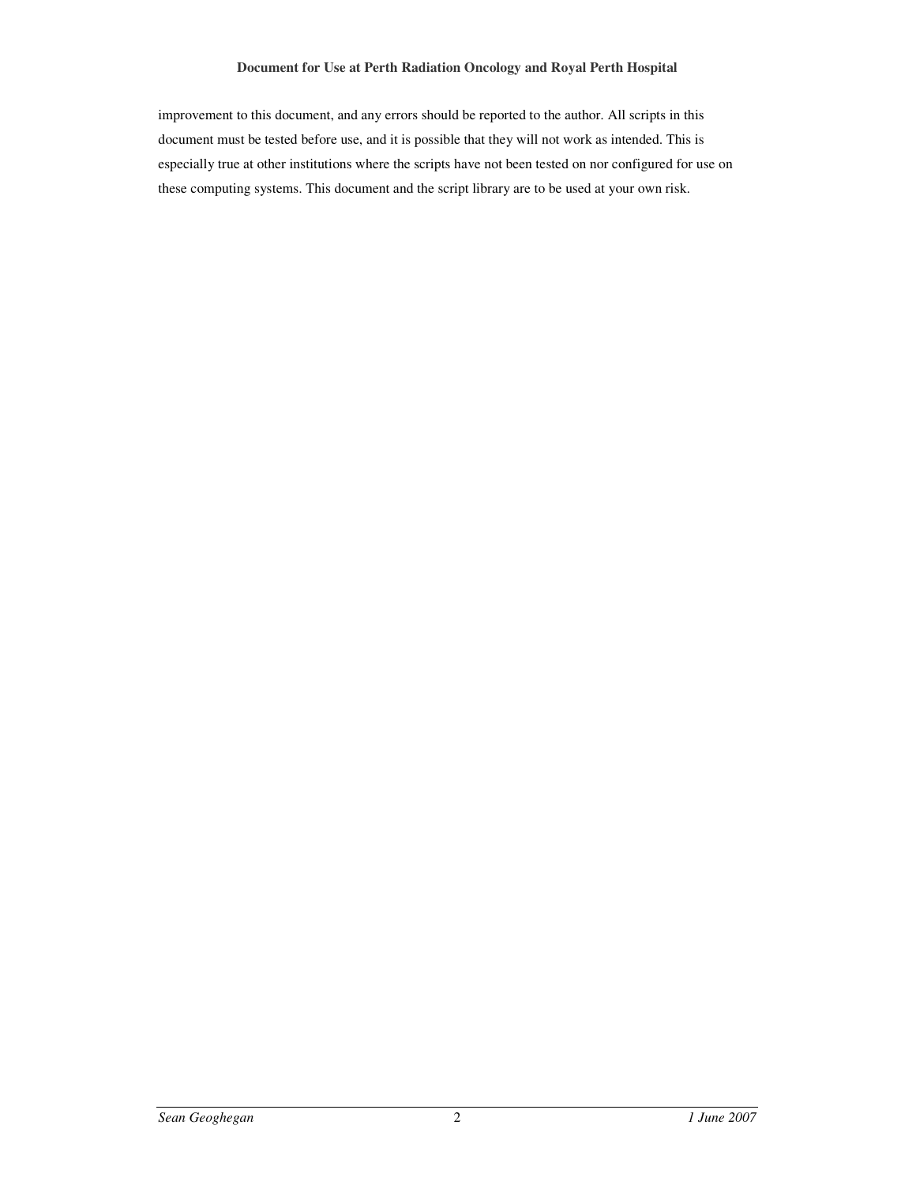improvement to this document, and any errors should be reported to the author. All scripts in this document must be tested before use, and it is possible that they will not work as intended. This is especially true at other institutions where the scripts have not been tested on nor configured for use on these computing systems. This document and the script library are to be used at your own risk.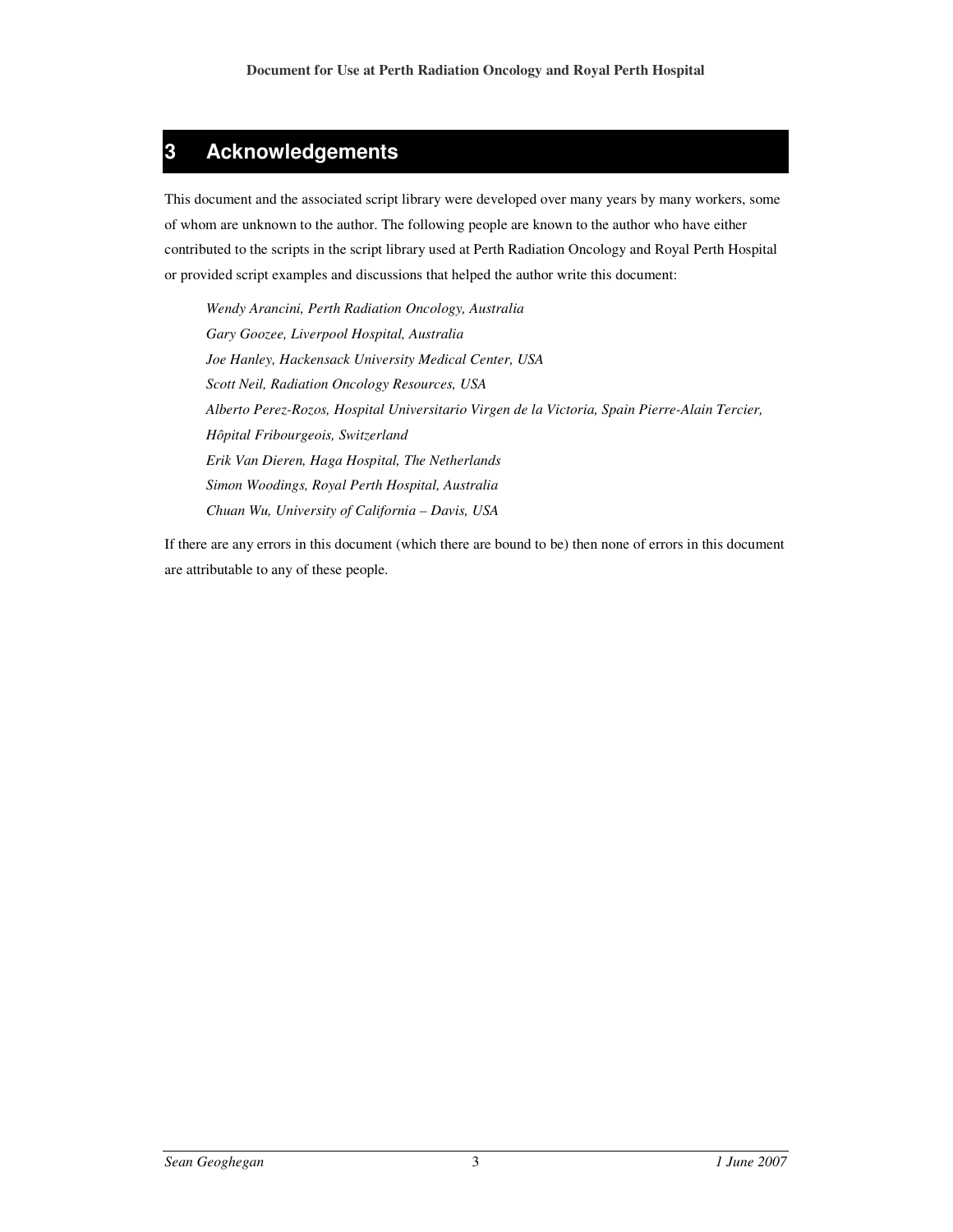# 3 Acknowledgements

This document and the associated script library were developed over many years by many workers, some of whom are unknown to the author. The following people are known to the author who have either contributed to the scripts in the script library used at Perth Radiation Oncology and Royal Perth Hospital or provided script examples and discussions that helped the author write this document:

*Wendy Arancini, Perth Radiation Oncology, Australia*
*Gary Goozee, Liverpool Hospital, Australia*
*Joe Hanley, Hackensack University Medical Center, USA*
*Scott Neil, Radiation Oncology Resources, USA*
*Alberto Perez-Rozos, Hospital Universitario Virgen de la Victoria, Spain Pierre-Alain Tercier, Hôpital Fribourgeois, Switzerland*
*Erik Van Dieren, Haga Hospital, The Netherlands*
*Simon Woodings, Royal Perth Hospital, Australia*
*Chuan Wu, University of California – Davis, USA*

If there are any errors in this document (which there are bound to be) then none of errors in this document are attributable to any of these people.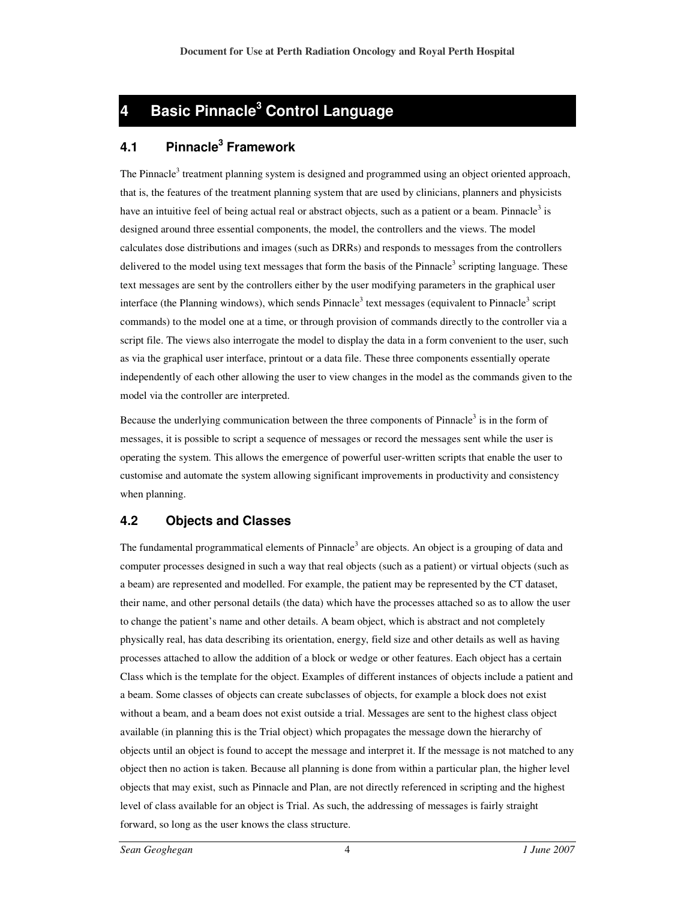# 4 Basic Pinnacle$^3$ Control Language

## 4.1 Pinnacle$^3$ Framework

The Pinnacle$^3$ treatment planning system is designed and programmed using an object oriented approach, that is, the features of the treatment planning system that are used by clinicians, planners and physicists have an intuitive feel of being actual real or abstract objects, such as a patient or a beam. Pinnacle$^3$ is designed around three essential components, the model, the controllers and the views. The model calculates dose distributions and images (such as DRRs) and responds to messages from the controllers delivered to the model using text messages that form the basis of the Pinnacle$^3$ scripting language. These text messages are sent by the controllers either by the user modifying parameters in the graphical user interface (the Planning windows), which sends Pinnacle$^3$ text messages (equivalent to Pinnacle$^3$ script commands) to the model one at a time, or through provision of commands directly to the controller via a script file. The views also interrogate the model to display the data in a form convenient to the user, such as via the graphical user interface, printout or a data file. These three components essentially operate independently of each other allowing the user to view changes in the model as the commands given to the model via the controller are interpreted.

Because the underlying communication between the three components of Pinnacle$^3$ is in the form of messages, it is possible to script a sequence of messages or record the messages sent while the user is operating the system. This allows the emergence of powerful user-written scripts that enable the user to customise and automate the system allowing significant improvements in productivity and consistency when planning.

## 4.2 Objects and Classes

The fundamental programmatical elements of Pinnacle$^3$ are objects. An object is a grouping of data and computer processes designed in such a way that real objects (such as a patient) or virtual objects (such as a beam) are represented and modelled. For example, the patient may be represented by the CT dataset, their name, and other personal details (the data) which have the processes attached so as to allow the user to change the patient's name and other details. A beam object, which is abstract and not completely physically real, has data describing its orientation, energy, field size and other details as well as having processes attached to allow the addition of a block or wedge or other features. Each object has a certain Class which is the template for the object. Examples of different instances of objects include a patient and a beam. Some classes of objects can create subclasses of objects, for example a block does not exist without a beam, and a beam does not exist outside a trial. Messages are sent to the highest class object available (in planning this is the Trial object) which propagates the message down the hierarchy of objects until an object is found to accept the message and interpret it. If the message is not matched to any object then no action is taken. Because all planning is done from within a particular plan, the higher level objects that may exist, such as Pinnacle and Plan, are not directly referenced in scripting and the highest level of class available for an object is Trial. As such, the addressing of messages is fairly straight forward, so long as the user knows the class structure.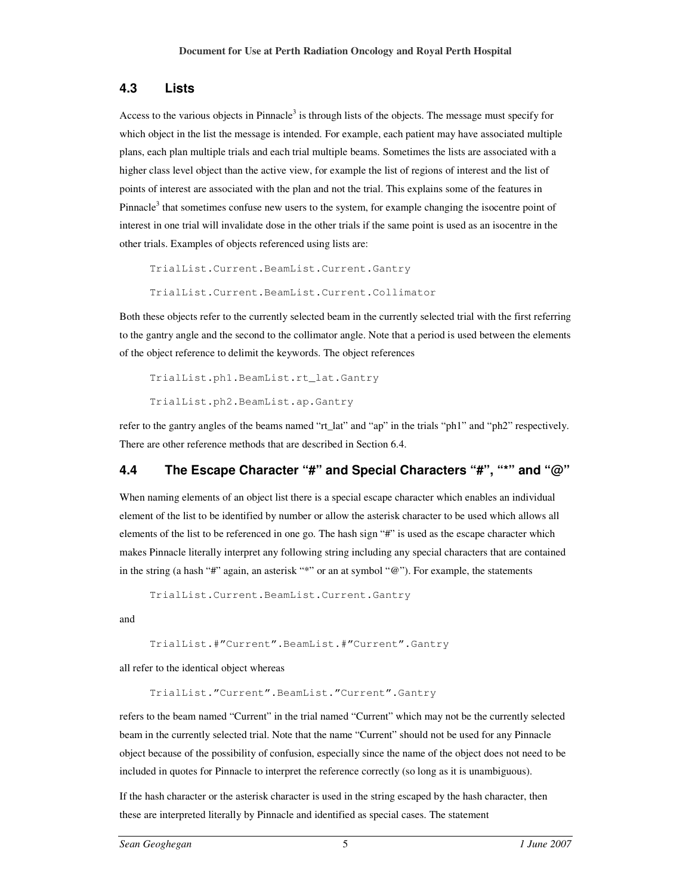## 4.3 Lists

Access to the various objects in Pinnacle[3] is through lists of the objects. The message must specify for which object in the list the message is intended. For example, each patient may have associated multiple plans, each plan multiple trials and each trial multiple beams. Sometimes the lists are associated with a higher class level object than the active view, for example the list of regions of interest and the list of points of interest are associated with the plan and not the trial. This explains some of the features in Pinnacle[3] that sometimes confuse new users to the system, for example changing the isocentre point of interest in one trial will invalidate dose in the other trials if the same point is used as an isocentre in the other trials. Examples of objects referenced using lists are:

```
TrialList.Current.BeamList.Current.Gantry
TrialList.Current.BeamList.Current.Collimator
```

Both these objects refer to the currently selected beam in the currently selected trial with the first referring to the gantry angle and the second to the collimator angle. Note that a period is used between the elements of the object reference to delimit the keywords. The object references

```
TrialList.ph1.BeamList.rt_lat.Gantry
TrialList.ph2.BeamList.ap.Gantry
```

refer to the gantry angles of the beams named "rt_lat" and "ap" in the trials "ph1" and "ph2" respectively. There are other reference methods that are described in Section 6.4.

## 4.4 The Escape Character "#" and Special Characters "#", "*" and "@"

When naming elements of an object list there is a special escape character which enables an individual element of the list to be identified by number or allow the asterisk character to be used which allows all elements of the list to be referenced in one go. The hash sign "#" is used as the escape character which makes Pinnacle literally interpret any following string including any special characters that are contained in the string (a hash "#" again, an asterisk "*" or an at symbol "@"). For example, the statements

```
TrialList.Current.BeamList.Current.Gantry
```

and

```
TrialList.#"Current".BeamList.#"Current".Gantry
```

all refer to the identical object whereas

```
TrialList."Current".BeamList."Current".Gantry
```

refers to the beam named "Current" in the trial named "Current" which may not be the currently selected beam in the currently selected trial. Note that the name "Current" should not be used for any Pinnacle object because of the possibility of confusion, especially since the name of the object does not need to be included in quotes for Pinnacle to interpret the reference correctly (so long as it is unambiguous).

If the hash character or the asterisk character is used in the string escaped by the hash character, then these are interpreted literally by Pinnacle and identified as special cases. The statement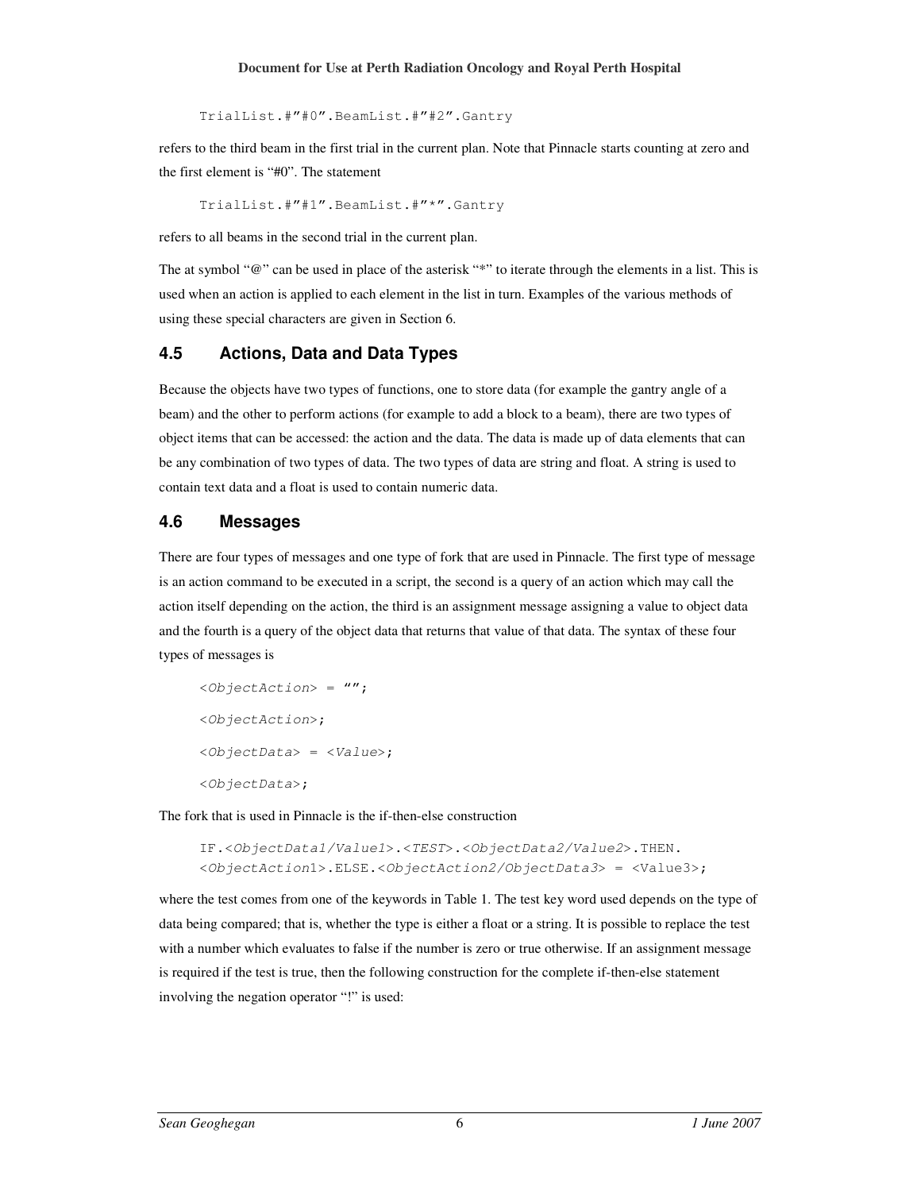```
TrialList.#"#0".BeamList.#"#2".Gantry
```

refers to the third beam in the first trial in the current plan. Note that Pinnacle starts counting at zero and the first element is "#0". The statement

```
TrialList.#"#1".BeamList.#"*".Gantry
```

refers to all beams in the second trial in the current plan.

The at symbol "@" can be used in place of the asterisk "*" to iterate through the elements in a list. This is used when an action is applied to each element in the list in turn. Examples of the various methods of using these special characters are given in Section 6.

## 4.5 Actions, Data and Data Types

Because the objects have two types of functions, one to store data (for example the gantry angle of a beam) and the other to perform actions (for example to add a block to a beam), there are two types of object items that can be accessed: the action and the data. The data is made up of data elements that can be any combination of two types of data. The two types of data are string and float. A string is used to contain text data and a float is used to contain numeric data.

## 4.6 Messages

There are four types of messages and one type of fork that are used in Pinnacle. The first type of message is an action command to be executed in a script, the second is a query of an action which may call the action itself depending on the action, the third is an assignment message assigning a value to object data and the fourth is a query of the object data that returns that value of that data. The syntax of these four types of messages is

```
<ObjectAction> = "";

<ObjectAction>;

<ObjectData> = <Value>;

<ObjectData>;
```

The fork that is used in Pinnacle is the if-then-else construction

```
IF.<ObjectData1/Value1>.<TEST>.<ObjectData2/Value2>.THEN.
<ObjectAction1>.ELSE.<ObjectAction2/ObjectData3> = <Value3>;
```

where the test comes from one of the keywords in Table 1. The test key word used depends on the type of data being compared; that is, whether the type is either a float or a string. It is possible to replace the test with a number which evaluates to false if the number is zero or true otherwise. If an assignment message is required if the test is true, then the following construction for the complete if-then-else statement involving the negation operator "!" is used: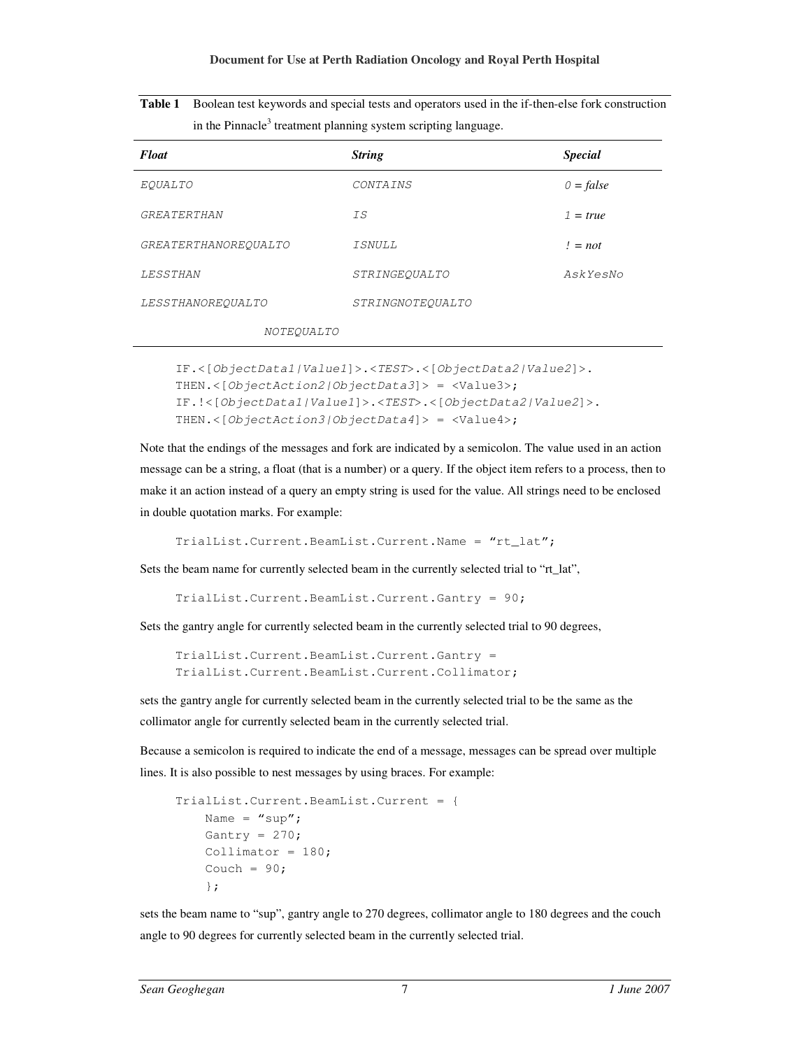**Table 1** Boolean test keywords and special tests and operators used in the if-then-else fork construction in the Pinnacle[3] treatment planning system scripting language.

| *Float* | *String* | *Special* |
|---|---|---|
| *EQUALTO* | *CONTAINS* | *0 = false* |
| *GREATERTHAN* | *IS* | *1 = true* |
| *GREATERTHANOREQUALTO* | *ISNULL* | *! = not* |
| *LESSTHAN* | *STRINGEQUALTO* | *AskYesNo* |
| *LESSTHANOREQUALTO* | *STRINGNOTEQUALTO* | |
| *NOTEQUALTO* | | |

```
IF.<[ObjectData1|Value1]>.<TEST>.<[ObjectData2|Value2]>.
THEN.<[ObjectAction2|ObjectData3]> = <Value3>;
IF.!<[ObjectData1|Value1]>.<TEST>.<[ObjectData2|Value2]>.
THEN.<[ObjectAction3|ObjectData4]> = <Value4>;
```

Note that the endings of the messages and fork are indicated by a semicolon. The value used in an action message can be a string, a float (that is a number) or a query. If the object item refers to a process, then to make it an action instead of a query an empty string is used for the value. All strings need to be enclosed in double quotation marks. For example:

```
TrialList.Current.BeamList.Current.Name = "rt_lat";
```

Sets the beam name for currently selected beam in the currently selected trial to "rt_lat",

```
TrialList.Current.BeamList.Current.Gantry = 90;
```

Sets the gantry angle for currently selected beam in the currently selected trial to 90 degrees,

```
TrialList.Current.BeamList.Current.Gantry =
TrialList.Current.BeamList.Current.Collimator;
```

sets the gantry angle for currently selected beam in the currently selected trial to be the same as the collimator angle for currently selected beam in the currently selected trial.

Because a semicolon is required to indicate the end of a message, messages can be spread over multiple lines. It is also possible to nest messages by using braces. For example:

```
TrialList.Current.BeamList.Current = {
    Name = "sup";
    Gantry = 270;
    Collimator = 180;
    Couch = 90;
    };
```

sets the beam name to "sup", gantry angle to 270 degrees, collimator angle to 180 degrees and the couch angle to 90 degrees for currently selected beam in the currently selected trial.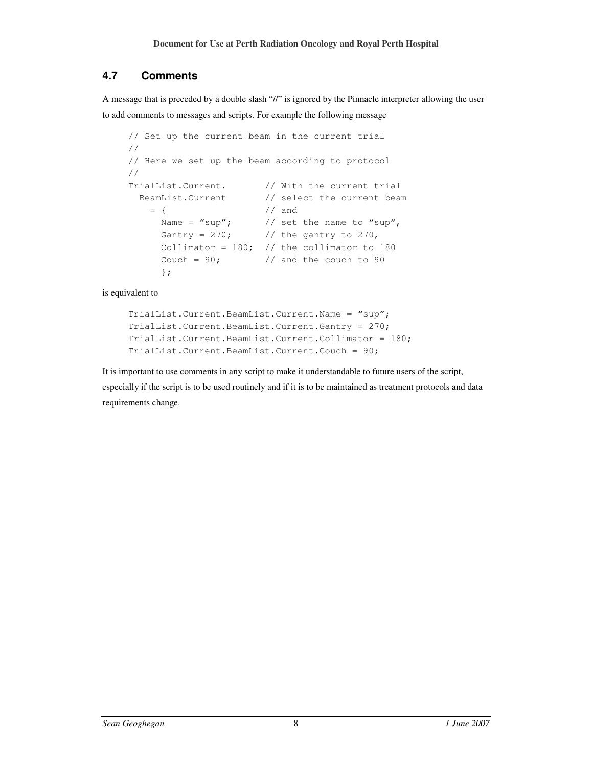## 4.7 Comments

A message that is preceded by a double slash "//" is ignored by the Pinnacle interpreter allowing the user to add comments to messages and scripts. For example the following message

```
// Set up the current beam in the current trial
//
// Here we set up the beam according to protocol
//
TrialList.Current.       // With the current trial
  BeamList.Current       // select the current beam
    = {                  // and
      Name = "sup";      // set the name to "sup",
      Gantry = 270;      // the gantry to 270,
      Collimator = 180;  // the collimator to 180
      Couch = 90;        // and the couch to 90
      };
```

is equivalent to

```
TrialList.Current.BeamList.Current.Name = "sup";
TrialList.Current.BeamList.Current.Gantry = 270;
TrialList.Current.BeamList.Current.Collimator = 180;
TrialList.Current.BeamList.Current.Couch = 90;
```

It is important to use comments in any script to make it understandable to future users of the script, especially if the script is to be used routinely and if it is to be maintained as treatment protocols and data requirements change.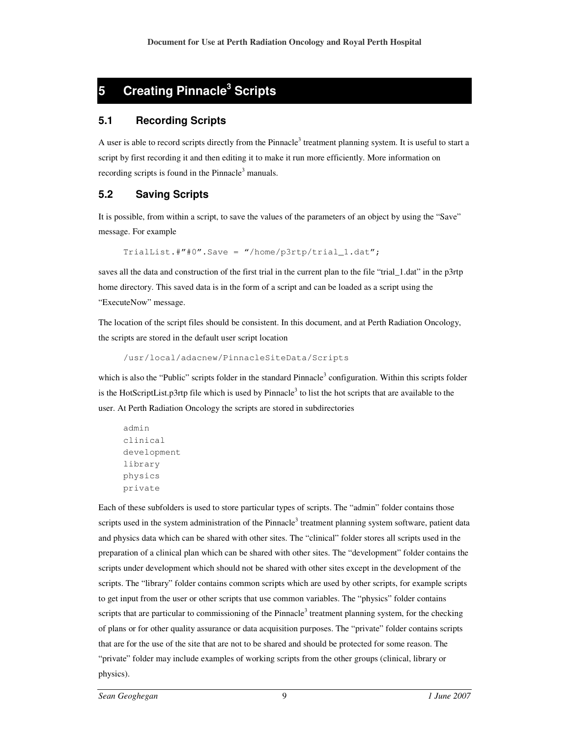# 5 Creating Pinnacle³ Scripts

## 5.1 Recording Scripts

A user is able to record scripts directly from the Pinnacle³ treatment planning system. It is useful to start a script by first recording it and then editing it to make it run more efficiently. More information on recording scripts is found in the Pinnacle³ manuals.

## 5.2 Saving Scripts

It is possible, from within a script, to save the values of the parameters of an object by using the “Save” message. For example

```
TrialList.#"#0".Save = "/home/p3rtp/trial_1.dat";
```

saves all the data and construction of the first trial in the current plan to the file “trial_1.dat” in the p3rtp home directory. This saved data is in the form of a script and can be loaded as a script using the “ExecuteNow” message.

The location of the script files should be consistent. In this document, and at Perth Radiation Oncology, the scripts are stored in the default user script location

```
/usr/local/adacnew/PinnacleSiteData/Scripts
```

which is also the “Public” scripts folder in the standard Pinnacle³ configuration. Within this scripts folder is the HotScriptList.p3rtp file which is used by Pinnacle³ to list the hot scripts that are available to the user. At Perth Radiation Oncology the scripts are stored in subdirectories

```
admin
clinical
development
library
physics
private
```

Each of these subfolders is used to store particular types of scripts. The “admin” folder contains those scripts used in the system administration of the Pinnacle³ treatment planning system software, patient data and physics data which can be shared with other sites. The “clinical” folder stores all scripts used in the preparation of a clinical plan which can be shared with other sites. The “development” folder contains the scripts under development which should not be shared with other sites except in the development of the scripts. The “library” folder contains common scripts which are used by other scripts, for example scripts to get input from the user or other scripts that use common variables. The “physics” folder contains scripts that are particular to commissioning of the Pinnacle³ treatment planning system, for the checking of plans or for other quality assurance or data acquisition purposes. The “private” folder contains scripts that are for the use of the site that are not to be shared and should be protected for some reason. The “private” folder may include examples of working scripts from the other groups (clinical, library or physics).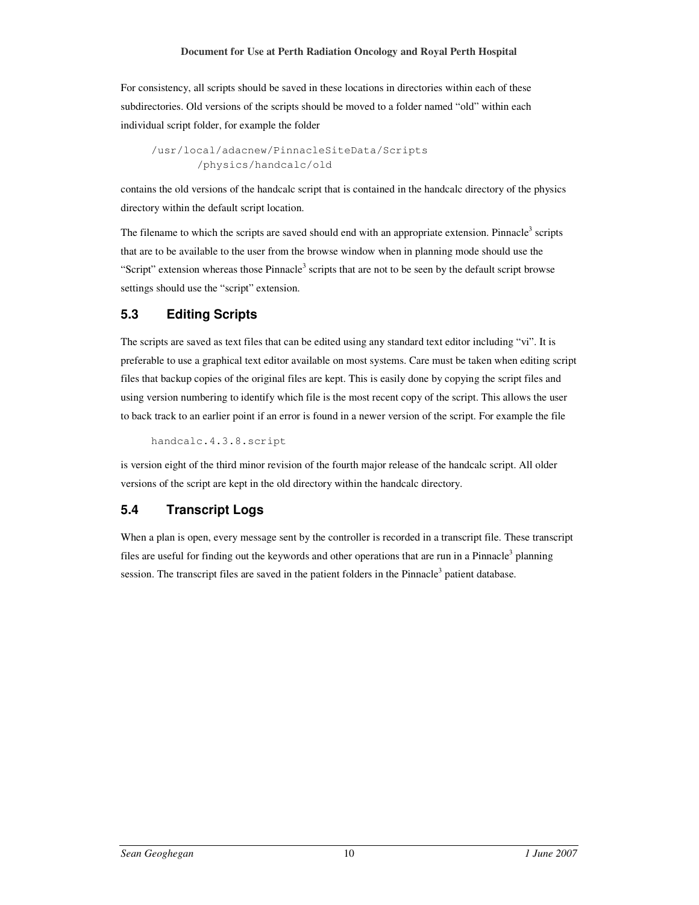For consistency, all scripts should be saved in these locations in directories within each of these subdirectories. Old versions of the scripts should be moved to a folder named "old" within each individual script folder, for example the folder

```
/usr/local/adacnew/PinnacleSiteData/Scripts
        /physics/handcalc/old
```

contains the old versions of the handcalc script that is contained in the handcalc directory of the physics directory within the default script location.

The filename to which the scripts are saved should end with an appropriate extension. Pinnacle$^3$ scripts that are to be available to the user from the browse window when in planning mode should use the "Script" extension whereas those Pinnacle$^3$ scripts that are not to be seen by the default script browse settings should use the "script" extension.

## 5.3 Editing Scripts

The scripts are saved as text files that can be edited using any standard text editor including "vi". It is preferable to use a graphical text editor available on most systems. Care must be taken when editing script files that backup copies of the original files are kept. This is easily done by copying the script files and using version numbering to identify which file is the most recent copy of the script. This allows the user to back track to an earlier point if an error is found in a newer version of the script. For example the file

```
handcalc.4.3.8.script
```

is version eight of the third minor revision of the fourth major release of the handcalc script. All older versions of the script are kept in the old directory within the handcalc directory.

## 5.4 Transcript Logs

When a plan is open, every message sent by the controller is recorded in a transcript file. These transcript files are useful for finding out the keywords and other operations that are run in a Pinnacle$^3$ planning session. The transcript files are saved in the patient folders in the Pinnacle$^3$ patient database.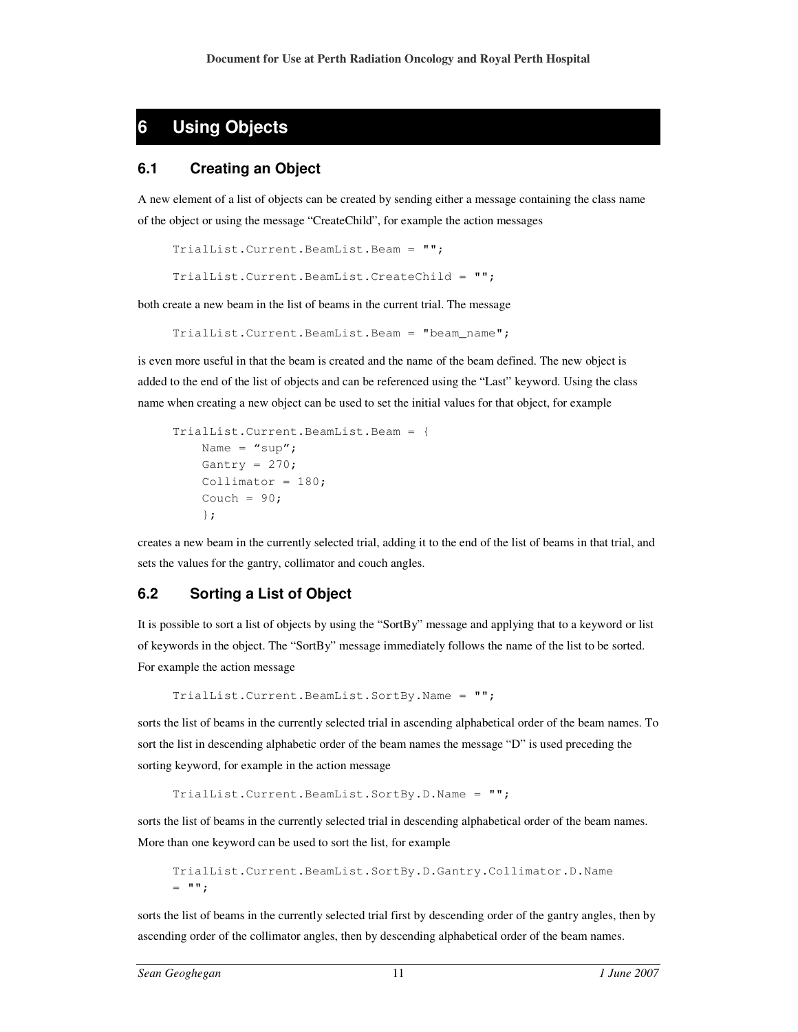# 6 Using Objects

## 6.1 Creating an Object

A new element of a list of objects can be created by sending either a message containing the class name of the object or using the message "CreateChild", for example the action messages

```
TrialList.Current.BeamList.Beam = "";

TrialList.Current.BeamList.CreateChild = "";
```

both create a new beam in the list of beams in the current trial. The message

```
TrialList.Current.BeamList.Beam = "beam_name";
```

is even more useful in that the beam is created and the name of the beam defined. The new object is added to the end of the list of objects and can be referenced using the "Last" keyword. Using the class name when creating a new object can be used to set the initial values for that object, for example

```
TrialList.Current.BeamList.Beam = {
    Name = "sup";
    Gantry = 270;
    Collimator = 180;
    Couch = 90;
    };
```

creates a new beam in the currently selected trial, adding it to the end of the list of beams in that trial, and sets the values for the gantry, collimator and couch angles.

## 6.2 Sorting a List of Object

It is possible to sort a list of objects by using the "SortBy" message and applying that to a keyword or list of keywords in the object. The "SortBy" message immediately follows the name of the list to be sorted. For example the action message

```
TrialList.Current.BeamList.SortBy.Name = "";
```

sorts the list of beams in the currently selected trial in ascending alphabetical order of the beam names. To sort the list in descending alphabetic order of the beam names the message "D" is used preceding the sorting keyword, for example in the action message

```
TrialList.Current.BeamList.SortBy.D.Name = "";
```

sorts the list of beams in the currently selected trial in descending alphabetical order of the beam names. More than one keyword can be used to sort the list, for example

```
TrialList.Current.BeamList.SortBy.D.Gantry.Collimator.D.Name
= "";
```

sorts the list of beams in the currently selected trial first by descending order of the gantry angles, then by ascending order of the collimator angles, then by descending alphabetical order of the beam names.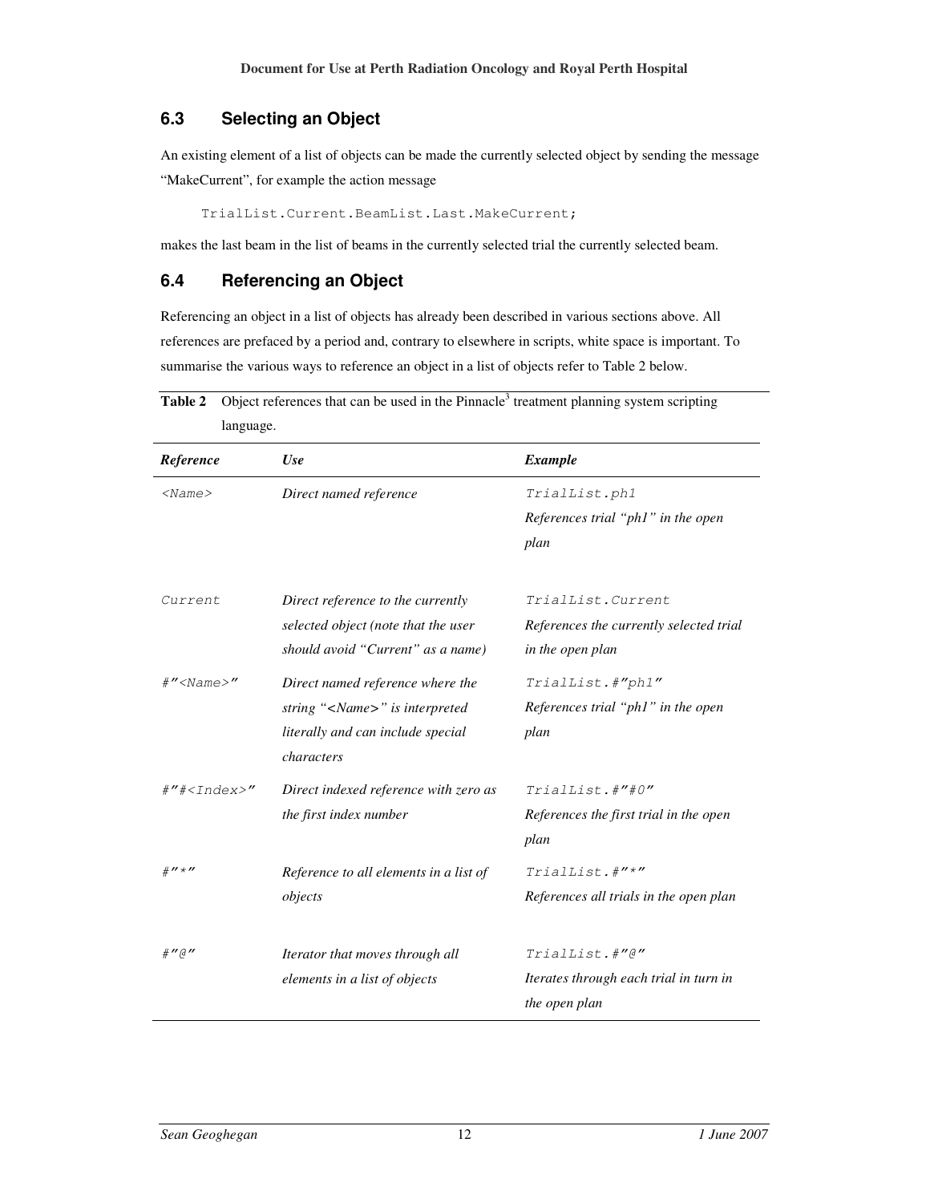## 6.3 Selecting an Object

An existing element of a list of objects can be made the currently selected object by sending the message "MakeCurrent", for example the action message

```
TrialList.Current.BeamList.Last.MakeCurrent;
```

makes the last beam in the list of beams in the currently selected trial the currently selected beam.

## 6.4 Referencing an Object

Referencing an object in a list of objects has already been described in various sections above. All references are prefaced by a period and, contrary to elsewhere in scripts, white space is important. To summarise the various ways to reference an object in a list of objects refer to Table 2 below.

**Table 2** Object references that can be used in the Pinnacle[3] treatment planning system scripting language.

| *Reference* | *Use* | *Example* |
|---|---|---|
| `<Name>` | *Direct named reference* | `TrialList.ph1`<br>*References trial "ph1" in the open plan* |
| `Current` | *Direct reference to the currently selected object (note that the user should avoid "Current" as a name)* | `TrialList.Current`<br>*References the currently selected trial in the open plan* |
| `#"<Name>"` | *Direct named reference where the string "<Name>" is interpreted literally and can include special characters* | `TrialList.#"ph1"`<br>*References trial "ph1" in the open plan* |
| `#"#<Index>"` | *Direct indexed reference with zero as the first index number* | `TrialList.#"#0"`<br>*References the first trial in the open plan* |
| `#"*"` | *Reference to all elements in a list of objects* | `TrialList.#"*"`<br>*References all trials in the open plan* |
| `#"@"` | *Iterator that moves through all elements in a list of objects* | `TrialList.#"@"`<br>*Iterates through each trial in turn in the open plan* |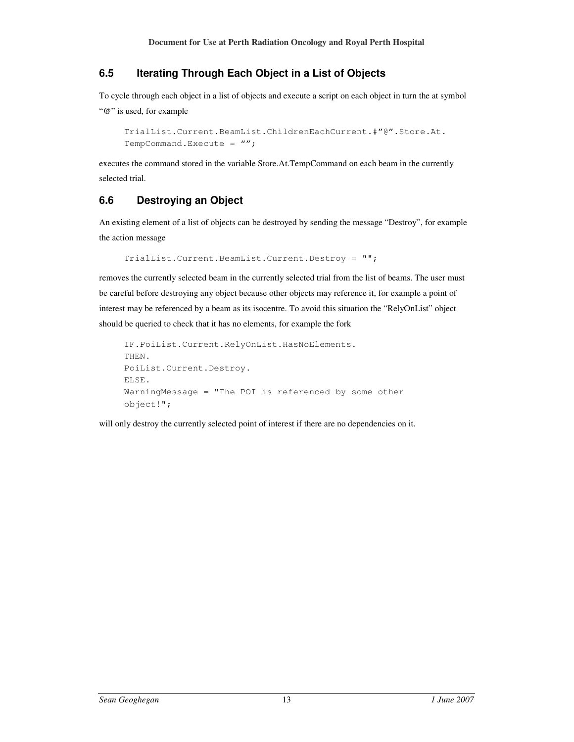## 6.5 Iterating Through Each Object in a List of Objects

To cycle through each object in a list of objects and execute a script on each object in turn the at symbol "@" is used, for example

```
TrialList.Current.BeamList.ChildrenEachCurrent.#"@".Store.At.
TempCommand.Execute = "";
```

executes the command stored in the variable Store.At.TempCommand on each beam in the currently selected trial.

## 6.6 Destroying an Object

An existing element of a list of objects can be destroyed by sending the message "Destroy", for example the action message

```
TrialList.Current.BeamList.Current.Destroy = "";
```

removes the currently selected beam in the currently selected trial from the list of beams. The user must be careful before destroying any object because other objects may reference it, for example a point of interest may be referenced by a beam as its isocentre. To avoid this situation the "RelyOnList" object should be queried to check that it has no elements, for example the fork

```
IF.PoiList.Current.RelyOnList.HasNoElements.
THEN.
PoiList.Current.Destroy.
ELSE.
WarningMessage = "The POI is referenced by some other
object!";
```

will only destroy the currently selected point of interest if there are no dependencies on it.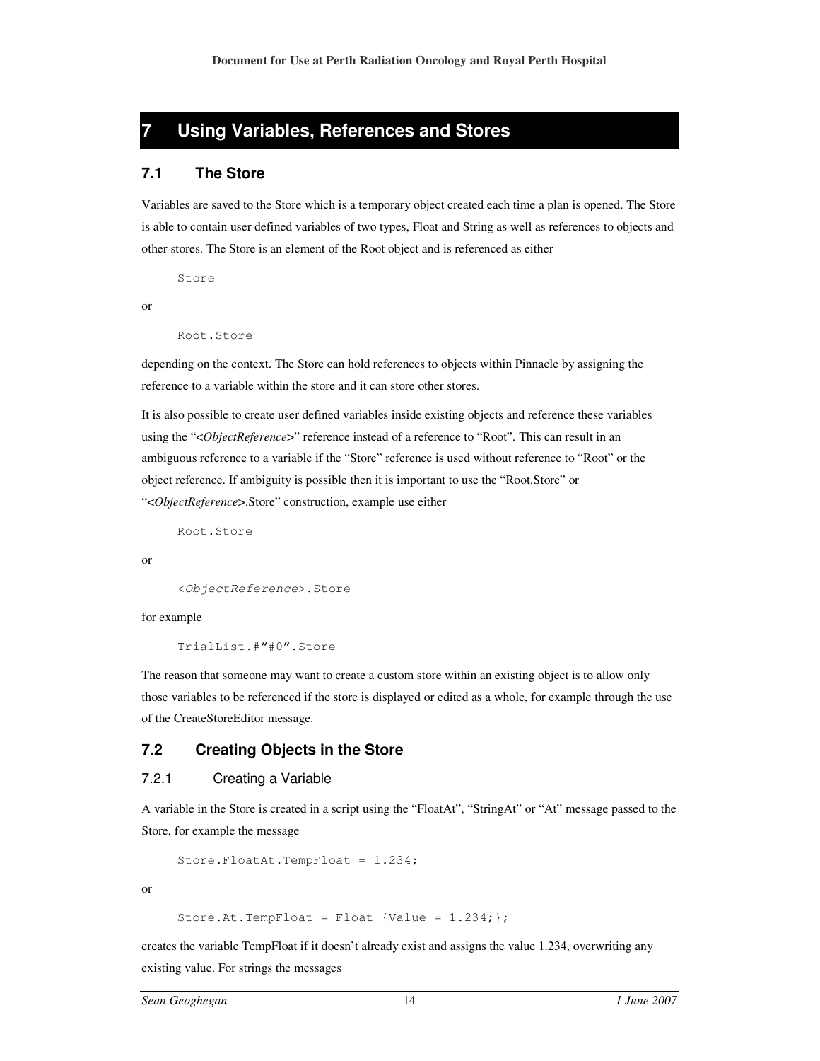# 7 Using Variables, References and Stores

## 7.1 The Store

Variables are saved to the Store which is a temporary object created each time a plan is opened. The Store is able to contain user defined variables of two types, Float and String as well as references to objects and other stores. The Store is an element of the Root object and is referenced as either

```
Store
```

or

```
Root.Store
```

depending on the context. The Store can hold references to objects within Pinnacle by assigning the reference to a variable within the store and it can store other stores.

It is also possible to create user defined variables inside existing objects and reference these variables using the "<*ObjectReference*>" reference instead of a reference to "Root". This can result in an ambiguous reference to a variable if the "Store" reference is used without reference to "Root" or the object reference. If ambiguity is possible then it is important to use the "Root.Store" or "<*ObjectReference*>.Store" construction, example use either

```
Root.Store
```

or

```
<ObjectReference>.Store
```

for example

```
TrialList.#"#0".Store
```

The reason that someone may want to create a custom store within an existing object is to allow only those variables to be referenced if the store is displayed or edited as a whole, for example through the use of the CreateStoreEditor message.

## 7.2 Creating Objects in the Store

### 7.2.1 Creating a Variable

A variable in the Store is created in a script using the "FloatAt", "StringAt" or "At" message passed to the Store, for example the message

```
Store.FloatAt.TempFloat = 1.234;
```

or

```
Store.At.TempFloat = Float {Value = 1.234;};
```

creates the variable TempFloat if it doesn't already exist and assigns the value 1.234, overwriting any existing value. For strings the messages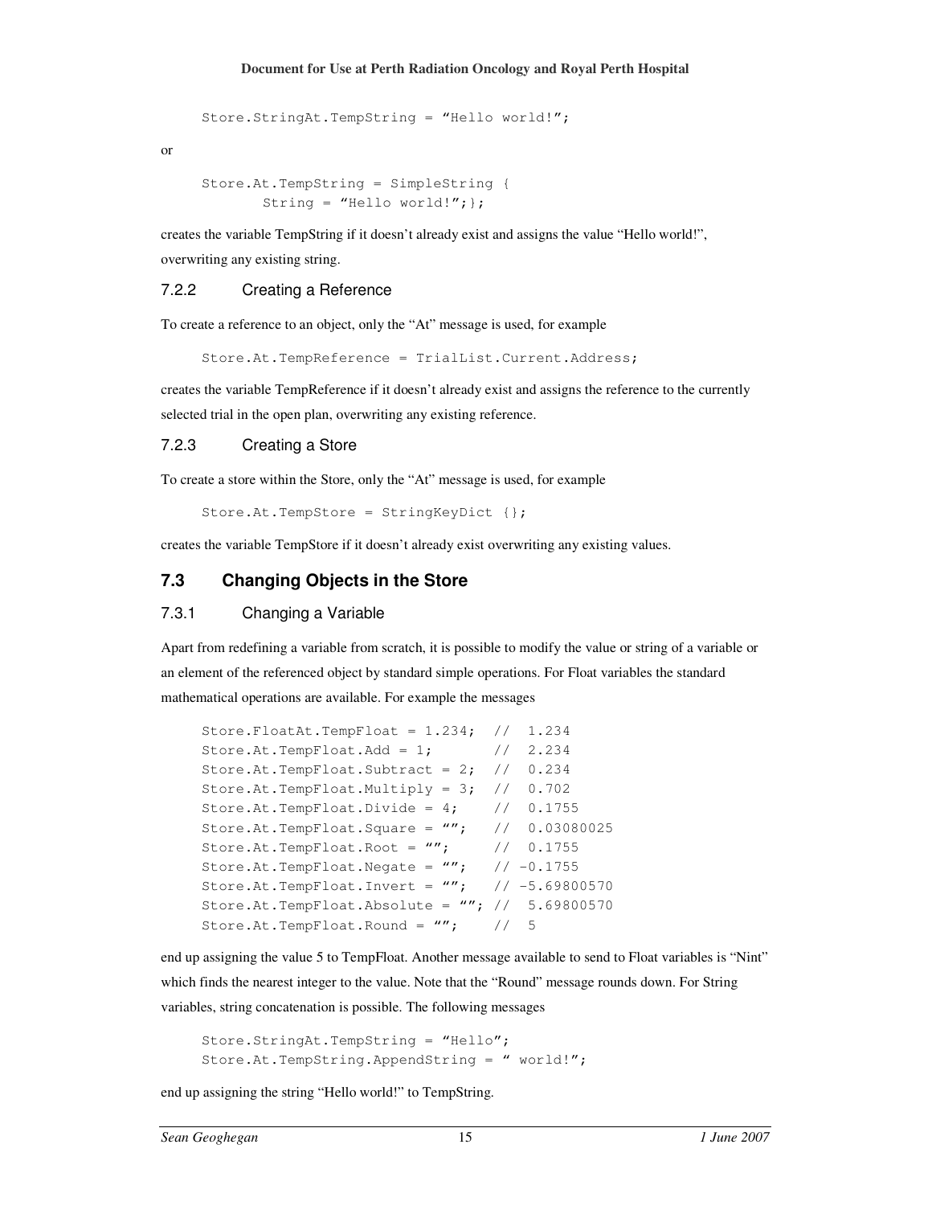```
Store.StringAt.TempString = "Hello world!";
```

or

```
Store.At.TempString = SimpleString {
        String = "Hello world!";};
```

creates the variable TempString if it doesn't already exist and assigns the value "Hello world!", overwriting any existing string.

### 7.2.2 Creating a Reference

To create a reference to an object, only the "At" message is used, for example

```
Store.At.TempReference = TrialList.Current.Address;
```

creates the variable TempReference if it doesn't already exist and assigns the reference to the currently selected trial in the open plan, overwriting any existing reference.

### 7.2.3 Creating a Store

To create a store within the Store, only the "At" message is used, for example

```
Store.At.TempStore = StringKeyDict {};
```

creates the variable TempStore if it doesn't already exist overwriting any existing values.

## 7.3 Changing Objects in the Store

### 7.3.1 Changing a Variable

Apart from redefining a variable from scratch, it is possible to modify the value or string of a variable or an element of the referenced object by standard simple operations. For Float variables the standard mathematical operations are available. For example the messages

```
Store.FloatAt.TempFloat = 1.234;  //  1.234
Store.At.TempFloat.Add = 1;       //  2.234
Store.At.TempFloat.Subtract = 2;  //  0.234
Store.At.TempFloat.Multiply = 3;  //  0.702
Store.At.TempFloat.Divide = 4;    //  0.1755
Store.At.TempFloat.Square = "";   //  0.03080025
Store.At.TempFloat.Root = "";     //  0.1755
Store.At.TempFloat.Negate = "";   // -0.1755
Store.At.TempFloat.Invert = "";   // -5.69800570
Store.At.TempFloat.Absolute = ""; //  5.69800570
Store.At.TempFloat.Round = "";    //  5
```

end up assigning the value 5 to TempFloat. Another message available to send to Float variables is "Nint" which finds the nearest integer to the value. Note that the "Round" message rounds down. For String variables, string concatenation is possible. The following messages

```
Store.StringAt.TempString = "Hello";
Store.At.TempString.AppendString = " world!";
```

end up assigning the string "Hello world!" to TempString.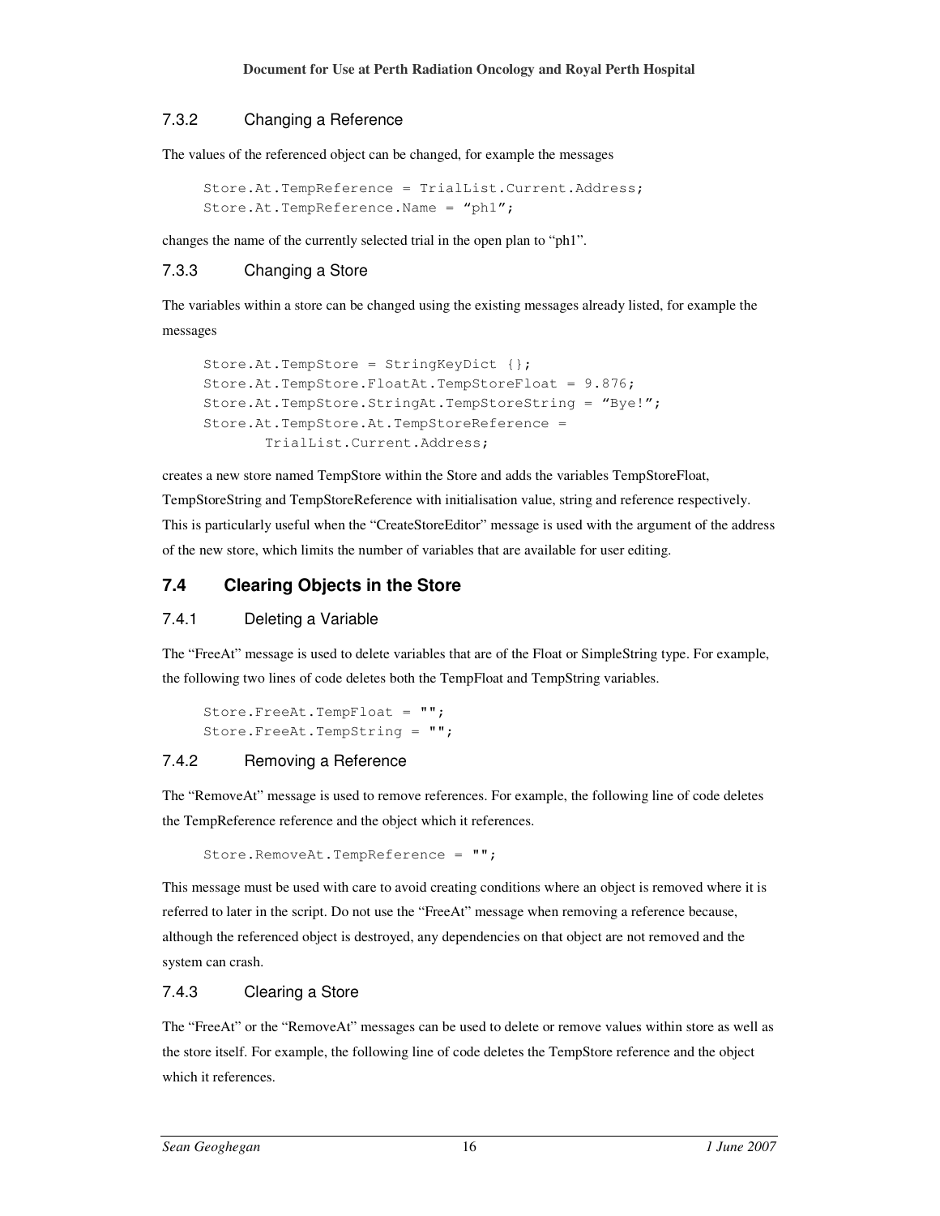### 7.3.2 Changing a Reference

The values of the referenced object can be changed, for example the messages

```
Store.At.TempReference = TrialList.Current.Address;
Store.At.TempReference.Name = "ph1";
```

changes the name of the currently selected trial in the open plan to "ph1".

### 7.3.3 Changing a Store

The variables within a store can be changed using the existing messages already listed, for example the messages

```
Store.At.TempStore = StringKeyDict {};
Store.At.TempStore.FloatAt.TempStoreFloat = 9.876;
Store.At.TempStore.StringAt.TempStoreString = "Bye!";
Store.At.TempStore.At.TempStoreReference =
        TrialList.Current.Address;
```

creates a new store named TempStore within the Store and adds the variables TempStoreFloat, TempStoreString and TempStoreReference with initialisation value, string and reference respectively. This is particularly useful when the "CreateStoreEditor" message is used with the argument of the address of the new store, which limits the number of variables that are available for user editing.

## 7.4 Clearing Objects in the Store

### 7.4.1 Deleting a Variable

The "FreeAt" message is used to delete variables that are of the Float or SimpleString type. For example, the following two lines of code deletes both the TempFloat and TempString variables.

```
Store.FreeAt.TempFloat = "";
Store.FreeAt.TempString = "";
```

### 7.4.2 Removing a Reference

The "RemoveAt" message is used to remove references. For example, the following line of code deletes the TempReference reference and the object which it references.

```
Store.RemoveAt.TempReference = "";
```

This message must be used with care to avoid creating conditions where an object is removed where it is referred to later in the script. Do not use the "FreeAt" message when removing a reference because, although the referenced object is destroyed, any dependencies on that object are not removed and the system can crash.

### 7.4.3 Clearing a Store

The "FreeAt" or the "RemoveAt" messages can be used to delete or remove values within store as well as the store itself. For example, the following line of code deletes the TempStore reference and the object which it references.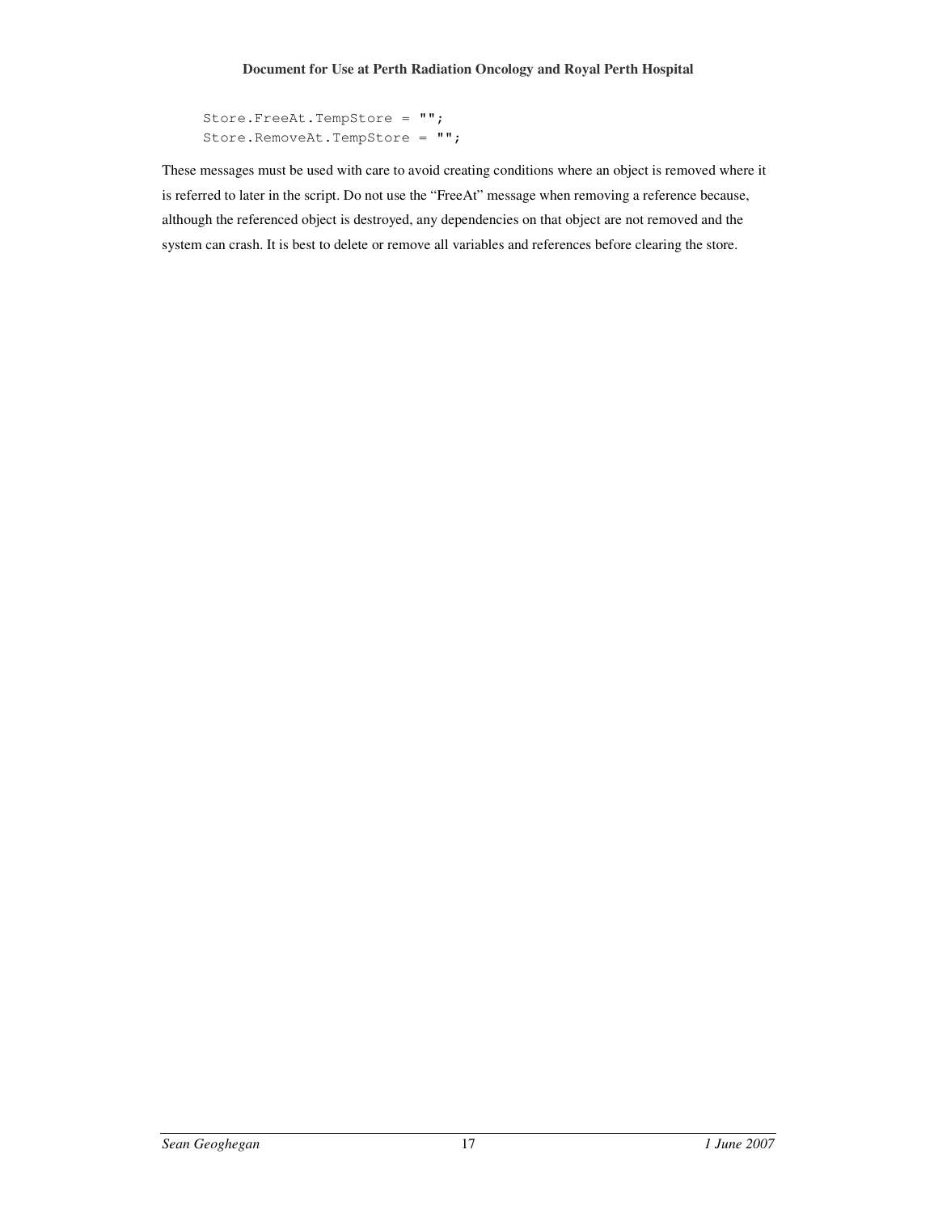```
Store.FreeAt.TempStore = "";
Store.RemoveAt.TempStore = "";
```

These messages must be used with care to avoid creating conditions where an object is removed where it is referred to later in the script. Do not use the “FreeAt” message when removing a reference because, although the referenced object is destroyed, any dependencies on that object are not removed and the system can crash. It is best to delete or remove all variables and references before clearing the store.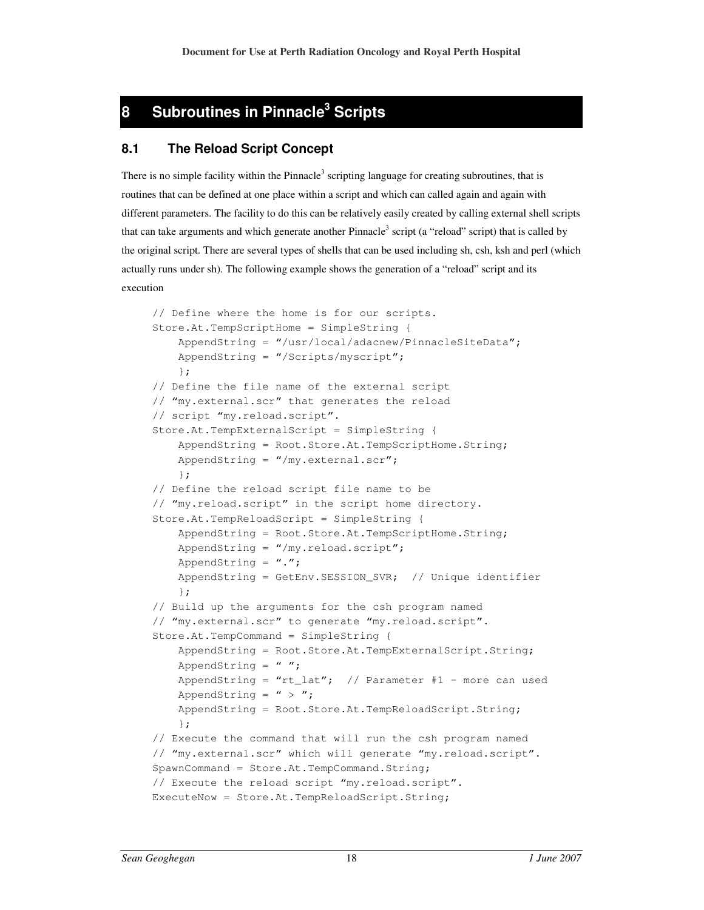# 8 Subroutines in Pinnacle[3] Scripts

## 8.1 The Reload Script Concept

There is no simple facility within the Pinnacle[3] scripting language for creating subroutines, that is routines that can be defined at one place within a script and which can called again and again with different parameters. The facility to do this can be relatively easily created by calling external shell scripts that can take arguments and which generate another Pinnacle[3] script (a "reload" script) that is called by the original script. There are several types of shells that can be used including sh, csh, ksh and perl (which actually runs under sh). The following example shows the generation of a "reload" script and its execution

```
// Define where the home is for our scripts.
Store.At.TempScriptHome = SimpleString {
    AppendString = "/usr/local/adacnew/PinnacleSiteData";
    AppendString = "/Scripts/myscript";
    };
// Define the file name of the external script
// "my.external.scr" that generates the reload
// script "my.reload.script".
Store.At.TempExternalScript = SimpleString {
    AppendString = Root.Store.At.TempScriptHome.String;
    AppendString = "/my.external.scr";
    };
// Define the reload script file name to be
// "my.reload.script" in the script home directory.
Store.At.TempReloadScript = SimpleString {
    AppendString = Root.Store.At.TempScriptHome.String;
    AppendString = "/my.reload.script";
    AppendString = ".";
    AppendString = GetEnv.SESSION_SVR;  // Unique identifier
    };
// Build up the arguments for the csh program named
// "my.external.scr" to generate "my.reload.script".
Store.At.TempCommand = SimpleString {
    AppendString = Root.Store.At.TempExternalScript.String;
    AppendString = " ";
    AppendString = "rt_lat";  // Parameter #1 - more can used
    AppendString = " > ";
    AppendString = Root.Store.At.TempReloadScript.String;
    };
// Execute the command that will run the csh program named
// "my.external.scr" which will generate "my.reload.script".
SpawnCommand = Store.At.TempCommand.String;
// Execute the reload script "my.reload.script".
ExecuteNow = Store.At.TempReloadScript.String;
```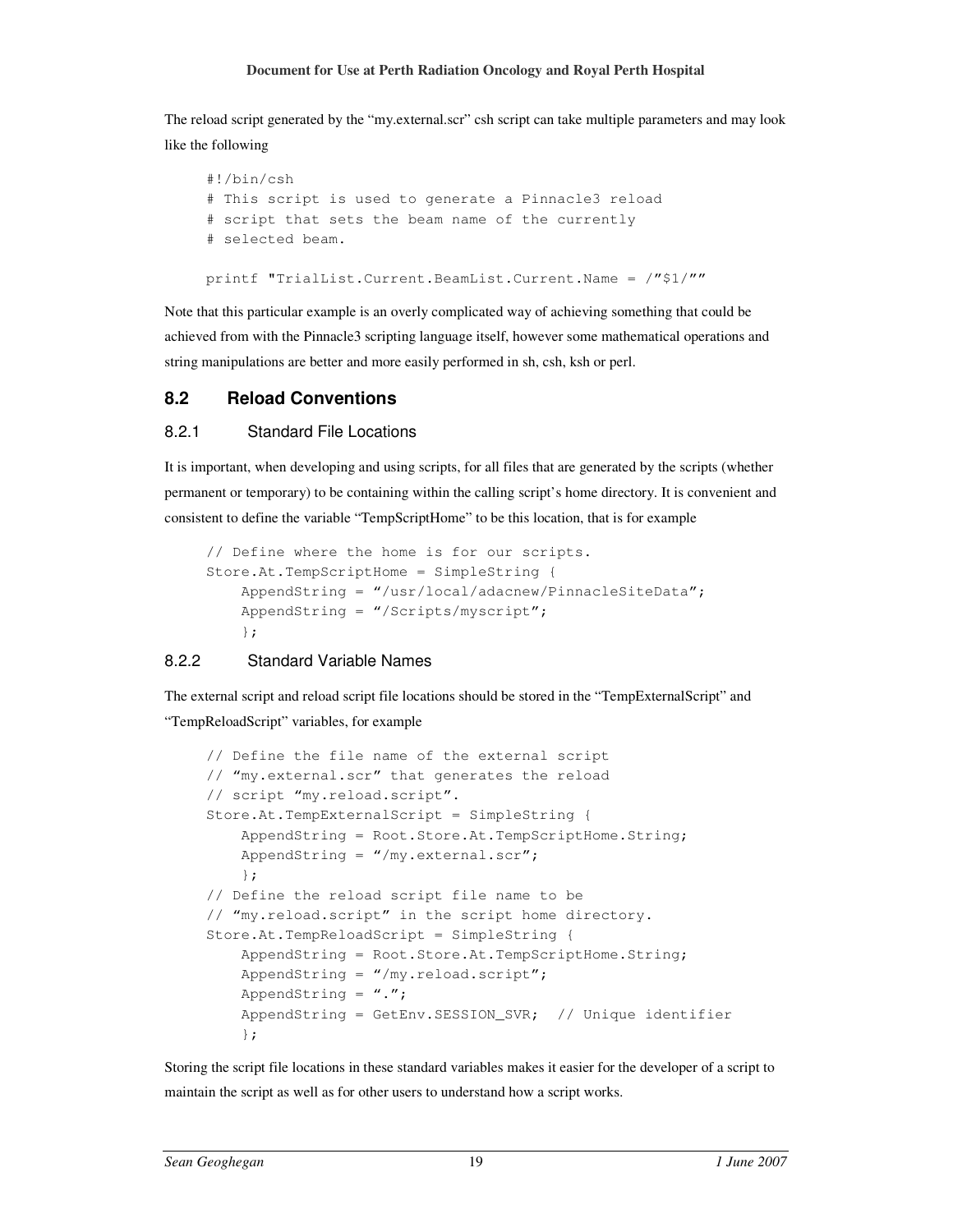The reload script generated by the "my.external.scr" csh script can take multiple parameters and may look like the following

```
#!/bin/csh
# This script is used to generate a Pinnacle3 reload
# script that sets the beam name of the currently
# selected beam.

printf "TrialList.Current.BeamList.Current.Name = /"$1/""
```

Note that this particular example is an overly complicated way of achieving something that could be achieved from with the Pinnacle3 scripting language itself, however some mathematical operations and string manipulations are better and more easily performed in sh, csh, ksh or perl.

## 8.2 Reload Conventions

### 8.2.1 Standard File Locations

It is important, when developing and using scripts, for all files that are generated by the scripts (whether permanent or temporary) to be containing within the calling script's home directory. It is convenient and consistent to define the variable "TempScriptHome" to be this location, that is for example

```
// Define where the home is for our scripts.
Store.At.TempScriptHome = SimpleString {
    AppendString = "/usr/local/adacnew/PinnacleSiteData";
    AppendString = "/Scripts/myscript";
    };
```

### 8.2.2 Standard Variable Names

The external script and reload script file locations should be stored in the "TempExternalScript" and "TempReloadScript" variables, for example

```
// Define the file name of the external script
// "my.external.scr" that generates the reload
// script "my.reload.script".
Store.At.TempExternalScript = SimpleString {
    AppendString = Root.Store.At.TempScriptHome.String;
    AppendString = "/my.external.scr";
    };
// Define the reload script file name to be
// "my.reload.script" in the script home directory.
Store.At.TempReloadScript = SimpleString {
    AppendString = Root.Store.At.TempScriptHome.String;
    AppendString = "/my.reload.script";
    AppendString = ".";
    AppendString = GetEnv.SESSION_SVR;  // Unique identifier
    };
```

Storing the script file locations in these standard variables makes it easier for the developer of a script to maintain the script as well as for other users to understand how a script works.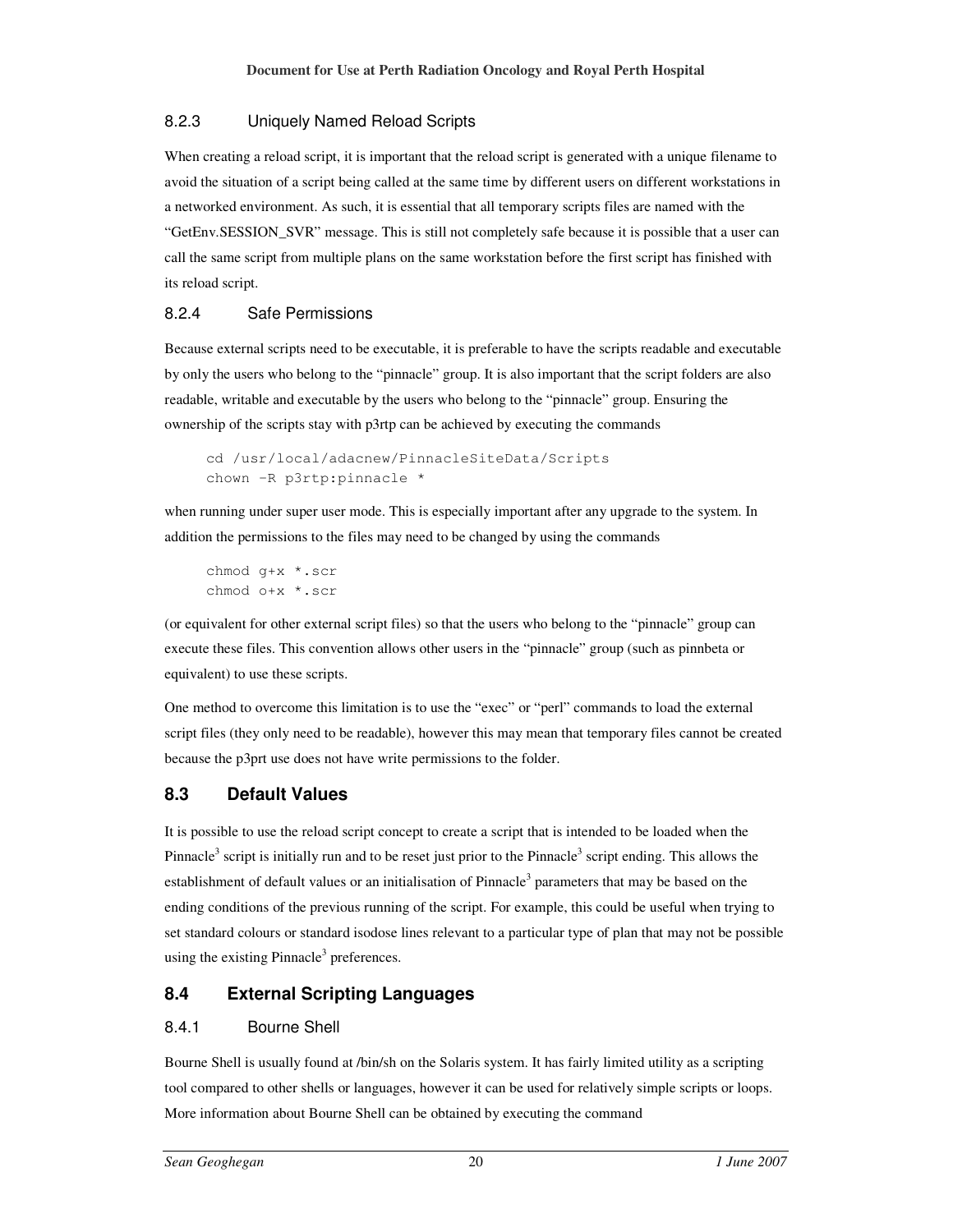#### 8.2.3 Uniquely Named Reload Scripts

When creating a reload script, it is important that the reload script is generated with a unique filename to avoid the situation of a script being called at the same time by different users on different workstations in a networked environment. As such, it is essential that all temporary scripts files are named with the "GetEnv.SESSION_SVR" message. This is still not completely safe because it is possible that a user can call the same script from multiple plans on the same workstation before the first script has finished with its reload script.

#### 8.2.4 Safe Permissions

Because external scripts need to be executable, it is preferable to have the scripts readable and executable by only the users who belong to the "pinnacle" group. It is also important that the script folders are also readable, writable and executable by the users who belong to the "pinnacle" group. Ensuring the ownership of the scripts stay with p3rtp can be achieved by executing the commands

```
cd /usr/local/adacnew/PinnacleSiteData/Scripts
chown -R p3rtp:pinnacle *
```

when running under super user mode. This is especially important after any upgrade to the system. In addition the permissions to the files may need to be changed by using the commands

```
chmod g+x *.scr
chmod o+x *.scr
```

(or equivalent for other external script files) so that the users who belong to the "pinnacle" group can execute these files. This convention allows other users in the "pinnacle" group (such as pinnbeta or equivalent) to use these scripts.

One method to overcome this limitation is to use the "exec" or "perl" commands to load the external script files (they only need to be readable), however this may mean that temporary files cannot be created because the p3prt use does not have write permissions to the folder.

### 8.3 Default Values

It is possible to use the reload script concept to create a script that is intended to be loaded when the Pinnacle$^3$ script is initially run and to be reset just prior to the Pinnacle$^3$ script ending. This allows the establishment of default values or an initialisation of Pinnacle$^3$ parameters that may be based on the ending conditions of the previous running of the script. For example, this could be useful when trying to set standard colours or standard isodose lines relevant to a particular type of plan that may not be possible using the existing Pinnacle$^3$ preferences.

### 8.4 External Scripting Languages

#### 8.4.1 Bourne Shell

Bourne Shell is usually found at /bin/sh on the Solaris system. It has fairly limited utility as a scripting tool compared to other shells or languages, however it can be used for relatively simple scripts or loops. More information about Bourne Shell can be obtained by executing the command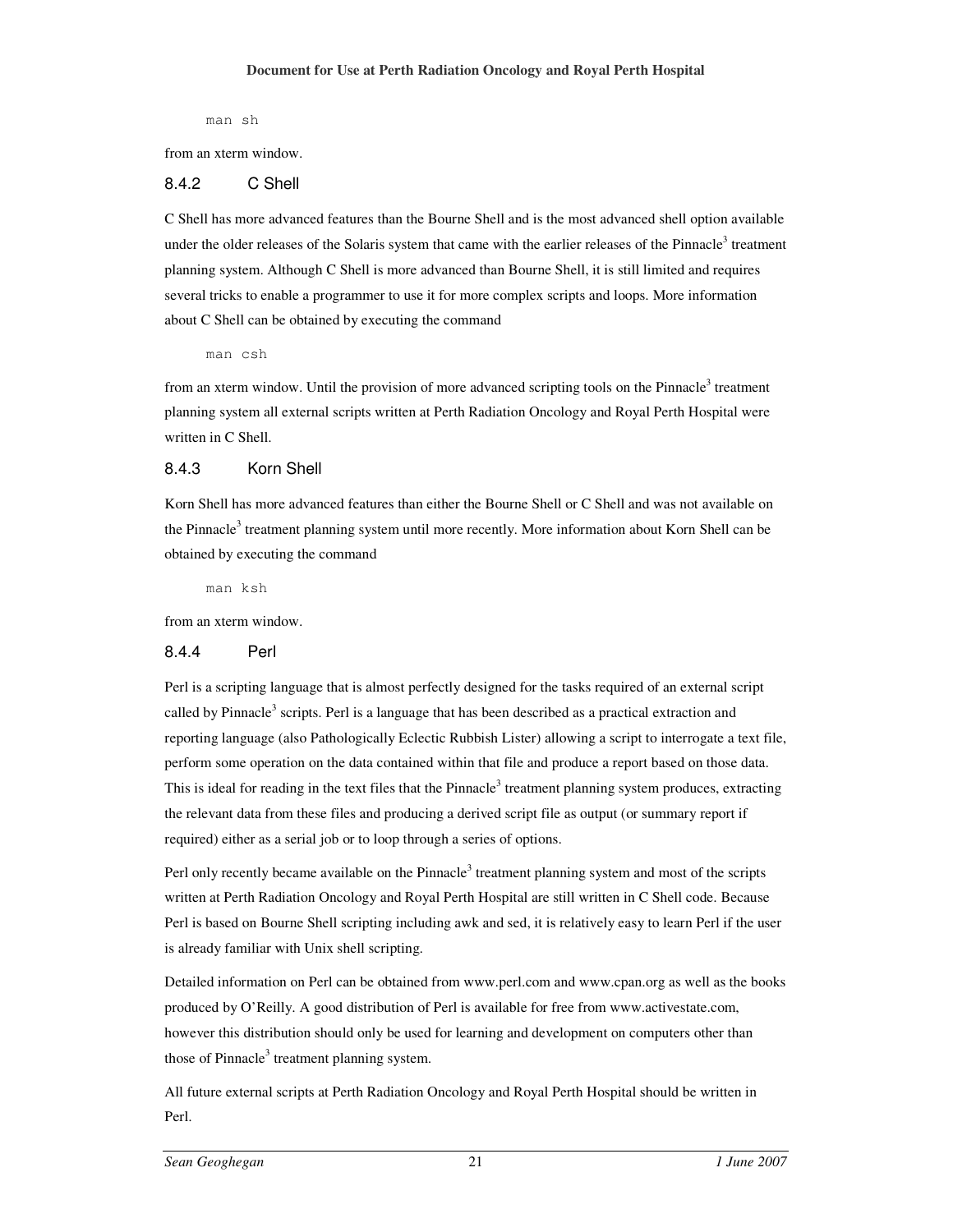```
man sh
```

from an xterm window.

### 8.4.2 C Shell

C Shell has more advanced features than the Bourne Shell and is the most advanced shell option available under the older releases of the Solaris system that came with the earlier releases of the Pinnacle[3] treatment planning system. Although C Shell is more advanced than Bourne Shell, it is still limited and requires several tricks to enable a programmer to use it for more complex scripts and loops. More information about C Shell can be obtained by executing the command

```
man csh
```

from an xterm window. Until the provision of more advanced scripting tools on the Pinnacle[3] treatment planning system all external scripts written at Perth Radiation Oncology and Royal Perth Hospital were written in C Shell.

### 8.4.3 Korn Shell

Korn Shell has more advanced features than either the Bourne Shell or C Shell and was not available on the Pinnacle[3] treatment planning system until more recently. More information about Korn Shell can be obtained by executing the command

```
man ksh
```

from an xterm window.

### 8.4.4 Perl

Perl is a scripting language that is almost perfectly designed for the tasks required of an external script called by Pinnacle[3] scripts. Perl is a language that has been described as a practical extraction and reporting language (also Pathologically Eclectic Rubbish Lister) allowing a script to interrogate a text file, perform some operation on the data contained within that file and produce a report based on those data. This is ideal for reading in the text files that the Pinnacle[3] treatment planning system produces, extracting the relevant data from these files and producing a derived script file as output (or summary report if required) either as a serial job or to loop through a series of options.

Perl only recently became available on the Pinnacle[3] treatment planning system and most of the scripts written at Perth Radiation Oncology and Royal Perth Hospital are still written in C Shell code. Because Perl is based on Bourne Shell scripting including awk and sed, it is relatively easy to learn Perl if the user is already familiar with Unix shell scripting.

Detailed information on Perl can be obtained from www.perl.com and www.cpan.org as well as the books produced by O'Reilly. A good distribution of Perl is available for free from www.activestate.com, however this distribution should only be used for learning and development on computers other than those of Pinnacle[3] treatment planning system.

All future external scripts at Perth Radiation Oncology and Royal Perth Hospital should be written in Perl.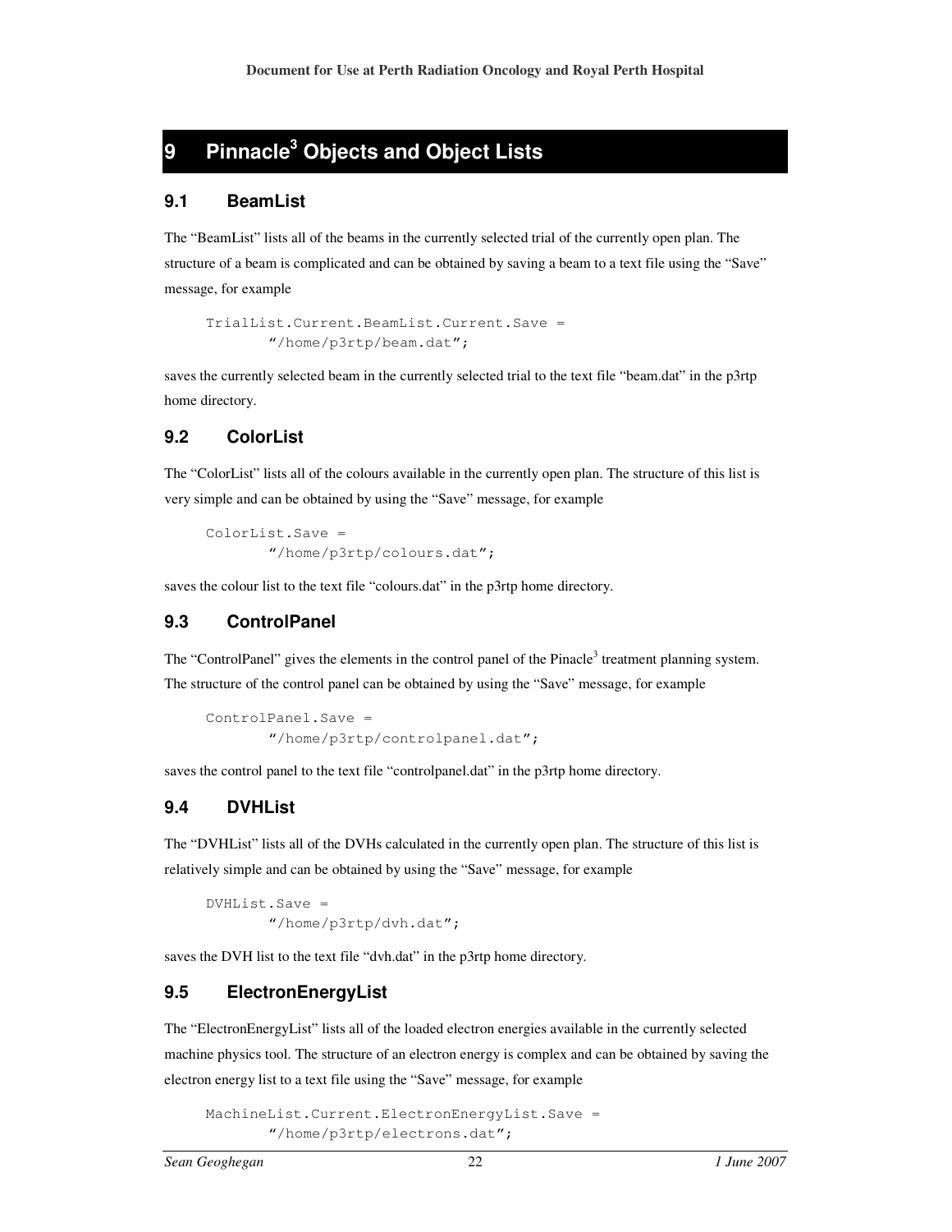# 9 Pinnacle$^3$ Objects and Object Lists

## 9.1 BeamList

The "BeamList" lists all of the beams in the currently selected trial of the currently open plan. The structure of a beam is complicated and can be obtained by saving a beam to a text file using the "Save" message, for example

```
TrialList.Current.BeamList.Current.Save =
        "/home/p3rtp/beam.dat";
```

saves the currently selected beam in the currently selected trial to the text file "beam.dat" in the p3rtp home directory.

## 9.2 ColorList

The "ColorList" lists all of the colours available in the currently open plan. The structure of this list is very simple and can be obtained by using the "Save" message, for example

```
ColorList.Save =
        "/home/p3rtp/colours.dat";
```

saves the colour list to the text file "colours.dat" in the p3rtp home directory.

## 9.3 ControlPanel

The "ControlPanel" gives the elements in the control panel of the Pinnacle$^3$ treatment planning system. The structure of the control panel can be obtained by using the "Save" message, for example

```
ControlPanel.Save =
        "/home/p3rtp/controlpanel.dat";
```

saves the control panel to the text file "controlpanel.dat" in the p3rtp home directory.

## 9.4 DVHList

The "DVHList" lists all of the DVHs calculated in the currently open plan. The structure of this list is relatively simple and can be obtained by using the "Save" message, for example

```
DVHList.Save =
        "/home/p3rtp/dvh.dat";
```

saves the DVH list to the text file "dvh.dat" in the p3rtp home directory.

## 9.5 ElectronEnergyList

The "ElectronEnergyList" lists all of the loaded electron energies available in the currently selected machine physics tool. The structure of an electron energy is complex and can be obtained by saving the electron energy list to a text file using the "Save" message, for example

```
MachineList.Current.ElectronEnergyList.Save =
        "/home/p3rtp/electrons.dat";
```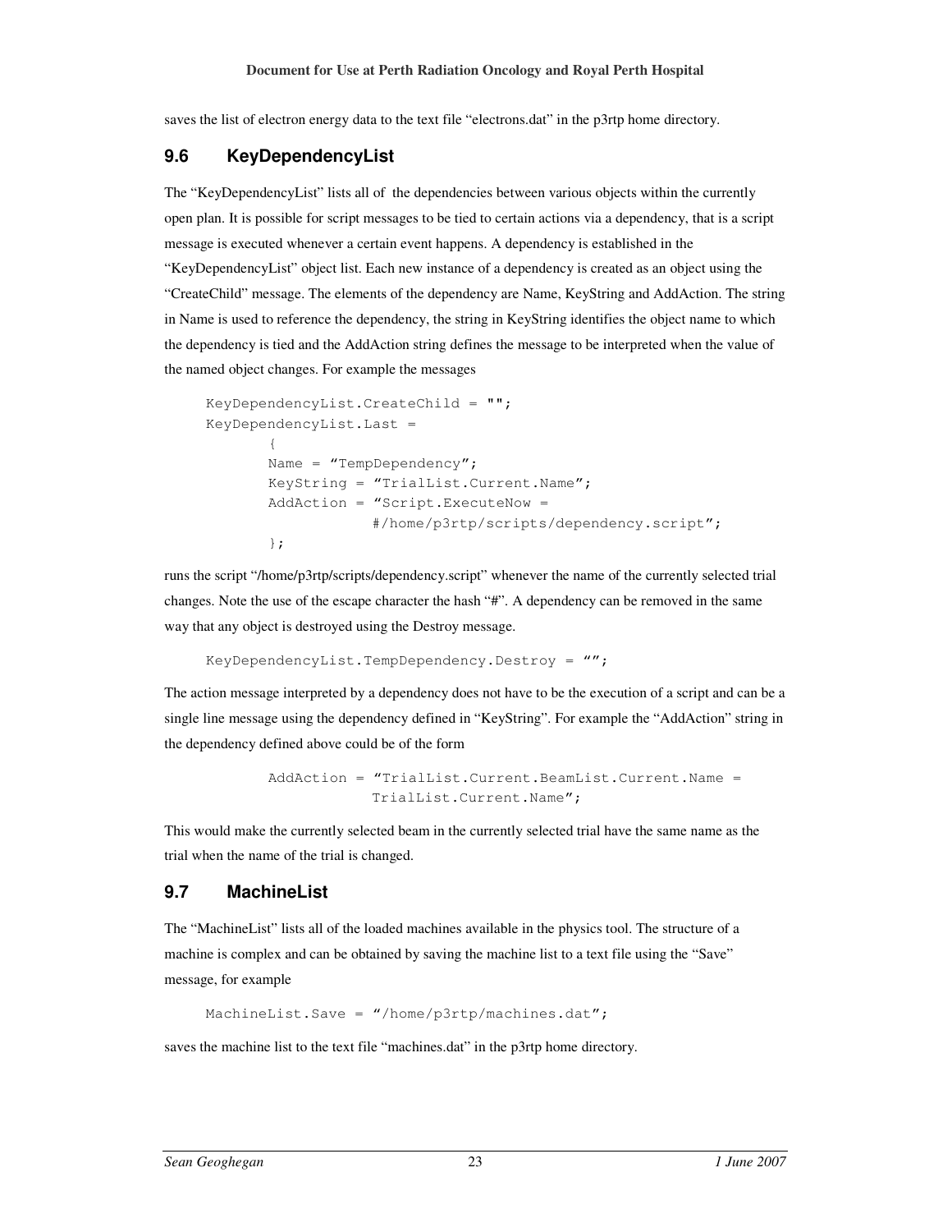saves the list of electron energy data to the text file "electrons.dat" in the p3rtp home directory.

## 9.6 KeyDependencyList

The "KeyDependencyList" lists all of the dependencies between various objects within the currently open plan. It is possible for script messages to be tied to certain actions via a dependency, that is a script message is executed whenever a certain event happens. A dependency is established in the "KeyDependencyList" object list. Each new instance of a dependency is created as an object using the "CreateChild" message. The elements of the dependency are Name, KeyString and AddAction. The string in Name is used to reference the dependency, the string in KeyString identifies the object name to which the dependency is tied and the AddAction string defines the message to be interpreted when the value of the named object changes. For example the messages

```
KeyDependencyList.CreateChild = "";
KeyDependencyList.Last =
        {
        Name = "TempDependency";
        KeyString = "TrialList.Current.Name";
        AddAction = "Script.ExecuteNow =
                    #/home/p3rtp/scripts/dependency.script";
        };
```

runs the script "/home/p3rtp/scripts/dependency.script" whenever the name of the currently selected trial changes. Note the use of the escape character the hash "#". A dependency can be removed in the same way that any object is destroyed using the Destroy message.

```
KeyDependencyList.TempDependency.Destroy = "";
```

The action message interpreted by a dependency does not have to be the execution of a script and can be a single line message using the dependency defined in "KeyString". For example the "AddAction" string in the dependency defined above could be of the form

```
AddAction = "TrialList.Current.BeamList.Current.Name =
            TrialList.Current.Name";
```

This would make the currently selected beam in the currently selected trial have the same name as the trial when the name of the trial is changed.

## 9.7 MachineList

The "MachineList" lists all of the loaded machines available in the physics tool. The structure of a machine is complex and can be obtained by saving the machine list to a text file using the "Save" message, for example

```
MachineList.Save = "/home/p3rtp/machines.dat";
```

saves the machine list to the text file "machines.dat" in the p3rtp home directory.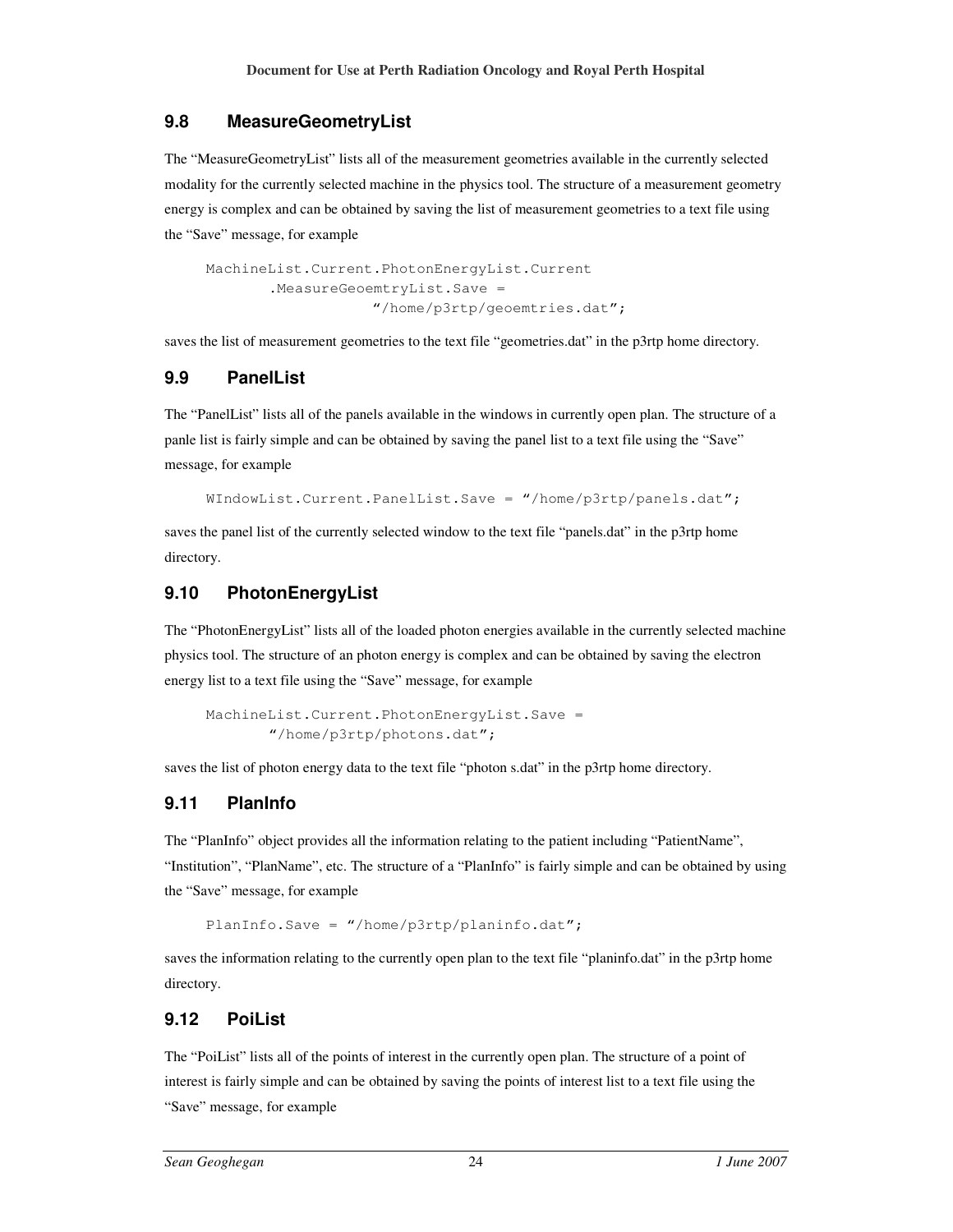## 9.8 MeasureGeometryList

The "MeasureGeometryList" lists all of the measurement geometries available in the currently selected modality for the currently selected machine in the physics tool. The structure of a measurement geometry energy is complex and can be obtained by saving the list of measurement geometries to a text file using the "Save" message, for example

```
MachineList.Current.PhotonEnergyList.Current
        .MeasureGeoemtryList.Save =
                    "/home/p3rtp/geoemtries.dat";
```

saves the list of measurement geometries to the text file "geometries.dat" in the p3rtp home directory.

## 9.9 PanelList

The "PanelList" lists all of the panels available in the windows in currently open plan. The structure of a panle list is fairly simple and can be obtained by saving the panel list to a text file using the "Save" message, for example

```
WIndowList.Current.PanelList.Save = "/home/p3rtp/panels.dat";
```

saves the panel list of the currently selected window to the text file "panels.dat" in the p3rtp home directory.

## 9.10 PhotonEnergyList

The "PhotonEnergyList" lists all of the loaded photon energies available in the currently selected machine physics tool. The structure of an photon energy is complex and can be obtained by saving the electron energy list to a text file using the "Save" message, for example

```
MachineList.Current.PhotonEnergyList.Save =
        "/home/p3rtp/photons.dat";
```

saves the list of photon energy data to the text file "photon s.dat" in the p3rtp home directory.

## 9.11 PlanInfo

The "PlanInfo" object provides all the information relating to the patient including "PatientName", "Institution", "PlanName", etc. The structure of a "PlanInfo" is fairly simple and can be obtained by using the "Save" message, for example

```
PlanInfo.Save = "/home/p3rtp/planinfo.dat";
```

saves the information relating to the currently open plan to the text file "planinfo.dat" in the p3rtp home directory.

## 9.12 PoiList

The "PoiList" lists all of the points of interest in the currently open plan. The structure of a point of interest is fairly simple and can be obtained by saving the points of interest list to a text file using the "Save" message, for example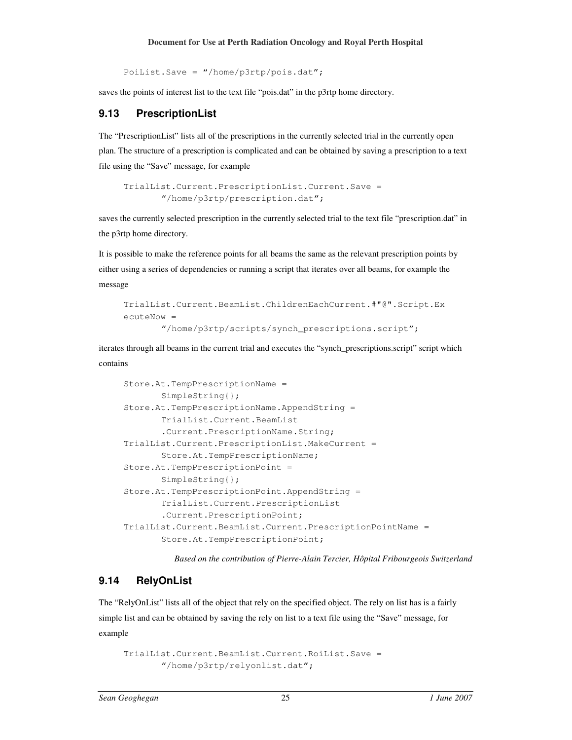```
PoiList.Save = "/home/p3rtp/pois.dat";
```

saves the points of interest list to the text file "pois.dat" in the p3rtp home directory.

## 9.13 PrescriptionList

The "PrescriptionList" lists all of the prescriptions in the currently selected trial in the currently open plan. The structure of a prescription is complicated and can be obtained by saving a prescription to a text file using the "Save" message, for example

```
TrialList.Current.PrescriptionList.Current.Save =
       "/home/p3rtp/prescription.dat";
```

saves the currently selected prescription in the currently selected trial to the text file "prescription.dat" in the p3rtp home directory.

It is possible to make the reference points for all beams the same as the relevant prescription points by either using a series of dependencies or running a script that iterates over all beams, for example the message

```
TrialList.Current.BeamList.ChildrenEachCurrent.#"@".Script.Ex
ecuteNow =
       "/home/p3rtp/scripts/synch_prescriptions.script";
```

iterates through all beams in the current trial and executes the "synch_prescriptions.script" script which contains

```
Store.At.TempPrescriptionName =
       SimpleString{};
Store.At.TempPrescriptionName.AppendString =
       TrialList.Current.BeamList
       .Current.PrescriptionName.String;
TrialList.Current.PrescriptionList.MakeCurrent =
       Store.At.TempPrescriptionName;
Store.At.TempPrescriptionPoint =
       SimpleString{};
Store.At.TempPrescriptionPoint.AppendString =
       TrialList.Current.PrescriptionList
       .Current.PrescriptionPoint;
TrialList.Current.BeamList.Current.PrescriptionPointName =
       Store.At.TempPrescriptionPoint;
```

*Based on the contribution of Pierre-Alain Tercier, Hôpital Fribourgeois Switzerland*

## 9.14 RelyOnList

The "RelyOnList" lists all of the object that rely on the specified object. The rely on list has is a fairly simple list and can be obtained by saving the rely on list to a text file using the "Save" message, for example

```
TrialList.Current.BeamList.Current.RoiList.Save =
       "/home/p3rtp/relyonlist.dat";
```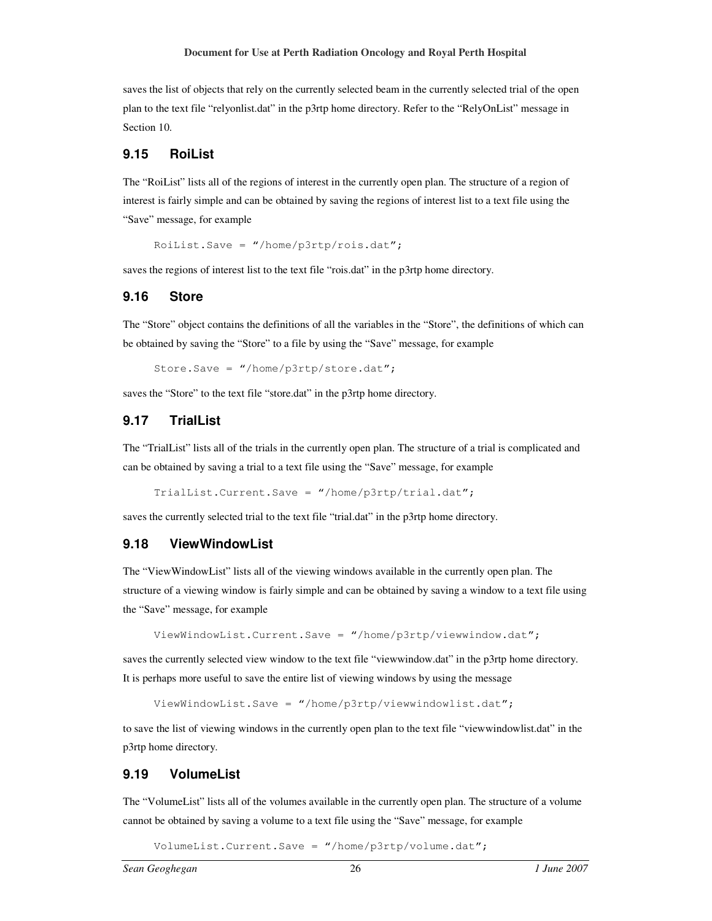saves the list of objects that rely on the currently selected beam in the currently selected trial of the open plan to the text file "relyonlist.dat" in the p3rtp home directory. Refer to the "RelyOnList" message in Section 10.

## 9.15 RoiList

The "RoiList" lists all of the regions of interest in the currently open plan. The structure of a region of interest is fairly simple and can be obtained by saving the regions of interest list to a text file using the "Save" message, for example

```
RoiList.Save = "/home/p3rtp/rois.dat";
```

saves the regions of interest list to the text file "rois.dat" in the p3rtp home directory.

## 9.16 Store

The "Store" object contains the definitions of all the variables in the "Store", the definitions of which can be obtained by saving the "Store" to a file by using the "Save" message, for example

```
Store.Save = "/home/p3rtp/store.dat";
```

saves the "Store" to the text file "store.dat" in the p3rtp home directory.

## 9.17 TrialList

The "TrialList" lists all of the trials in the currently open plan. The structure of a trial is complicated and can be obtained by saving a trial to a text file using the "Save" message, for example

```
TrialList.Current.Save = "/home/p3rtp/trial.dat";
```

saves the currently selected trial to the text file "trial.dat" in the p3rtp home directory.

## 9.18 ViewWindowList

The "ViewWindowList" lists all of the viewing windows available in the currently open plan. The structure of a viewing window is fairly simple and can be obtained by saving a window to a text file using the "Save" message, for example

```
ViewWindowList.Current.Save = "/home/p3rtp/viewwindow.dat";
```

saves the currently selected view window to the text file "viewwindow.dat" in the p3rtp home directory. It is perhaps more useful to save the entire list of viewing windows by using the message

```
ViewWindowList.Save = "/home/p3rtp/viewwindowlist.dat";
```

to save the list of viewing windows in the currently open plan to the text file "viewwindowlist.dat" in the p3rtp home directory.

## 9.19 VolumeList

The "VolumeList" lists all of the volumes available in the currently open plan. The structure of a volume cannot be obtained by saving a volume to a text file using the "Save" message, for example

```
VolumeList.Current.Save = "/home/p3rtp/volume.dat";
```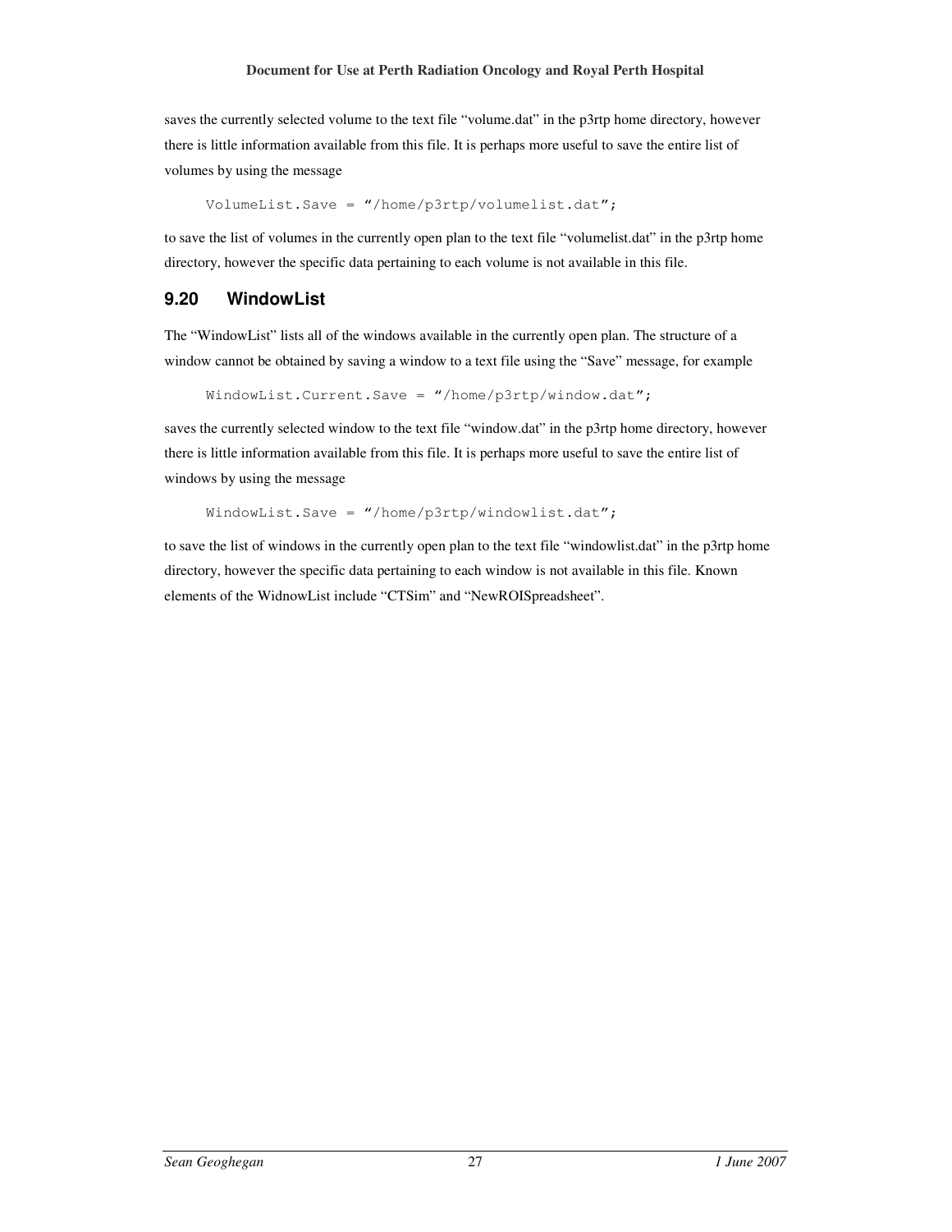saves the currently selected volume to the text file "volume.dat" in the p3rtp home directory, however there is little information available from this file. It is perhaps more useful to save the entire list of volumes by using the message

```
VolumeList.Save = "/home/p3rtp/volumelist.dat";
```

to save the list of volumes in the currently open plan to the text file "volumelist.dat" in the p3rtp home directory, however the specific data pertaining to each volume is not available in this file.

## 9.20 WindowList

The "WindowList" lists all of the windows available in the currently open plan. The structure of a window cannot be obtained by saving a window to a text file using the "Save" message, for example

```
WindowList.Current.Save = "/home/p3rtp/window.dat";
```

saves the currently selected window to the text file "window.dat" in the p3rtp home directory, however there is little information available from this file. It is perhaps more useful to save the entire list of windows by using the message

```
WindowList.Save = "/home/p3rtp/windowlist.dat";
```

to save the list of windows in the currently open plan to the text file "windowlist.dat" in the p3rtp home directory, however the specific data pertaining to each window is not available in this file. Known elements of the WidnowList include "CTSim" and "NewROISpreadsheet".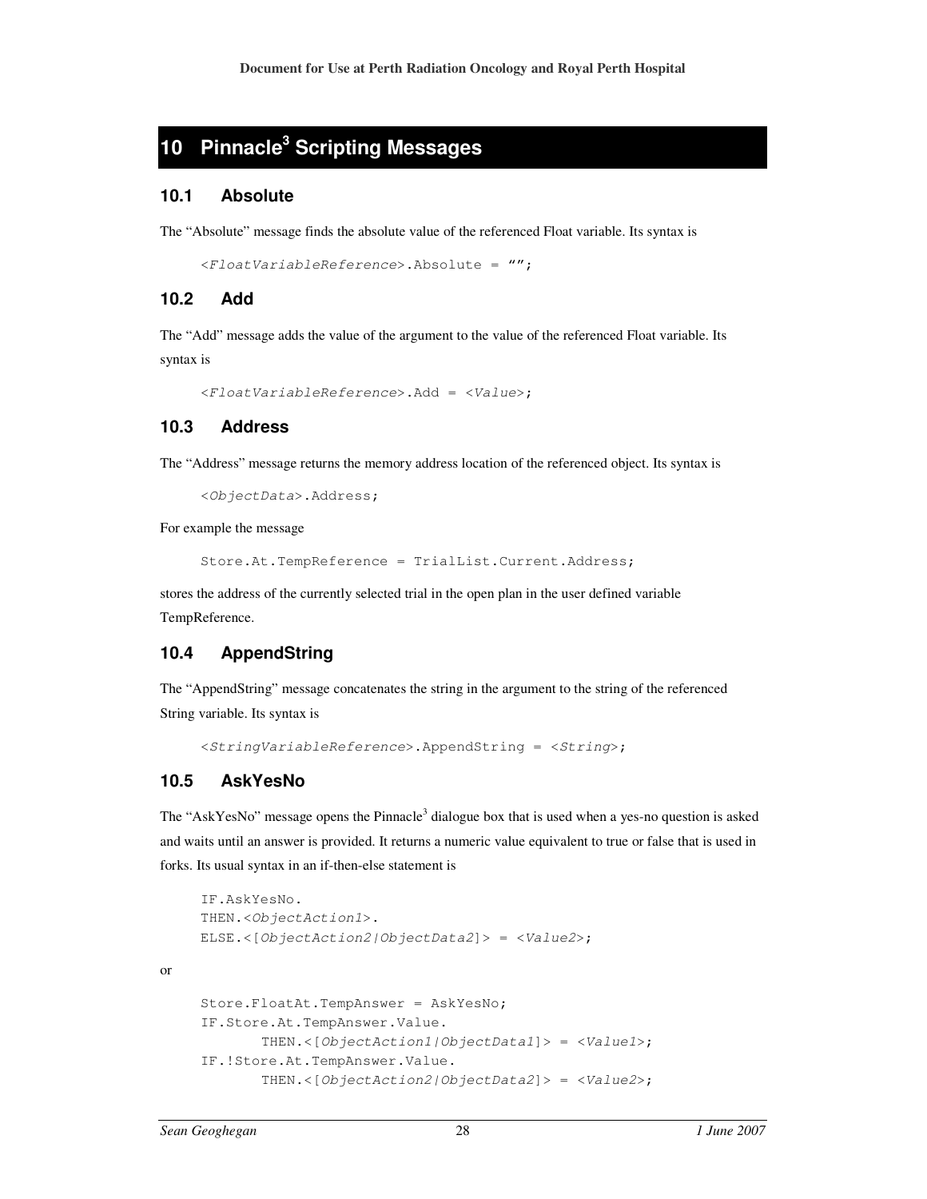# 10 Pinnacle³ Scripting Messages

## 10.1 Absolute

The "Absolute" message finds the absolute value of the referenced Float variable. Its syntax is

```
<FloatVariableReference>.Absolute = "";
```

## 10.2 Add

The "Add" message adds the value of the argument to the value of the referenced Float variable. Its syntax is

```
<FloatVariableReference>.Add = <Value>;
```

## 10.3 Address

The "Address" message returns the memory address location of the referenced object. Its syntax is

```
<ObjectData>.Address;
```

For example the message

```
Store.At.TempReference = TrialList.Current.Address;
```

stores the address of the currently selected trial in the open plan in the user defined variable TempReference.

## 10.4 AppendString

The "AppendString" message concatenates the string in the argument to the string of the referenced String variable. Its syntax is

```
<StringVariableReference>.AppendString = <String>;
```

## 10.5 AskYesNo

The "AskYesNo" message opens the Pinnacle³ dialogue box that is used when a yes-no question is asked and waits until an answer is provided. It returns a numeric value equivalent to true or false that is used in forks. Its usual syntax in an if-then-else statement is

```
IF.AskYesNo.
THEN.<ObjectAction1>.
ELSE.<[ObjectAction2|ObjectData2]> = <Value2>;
```

or

```
Store.FloatAt.TempAnswer = AskYesNo;
IF.Store.At.TempAnswer.Value.
      THEN.<[ObjectAction1|ObjectData1]> = <Value1>;
IF.!Store.At.TempAnswer.Value.
      THEN.<[ObjectAction2|ObjectData2]> = <Value2>;
```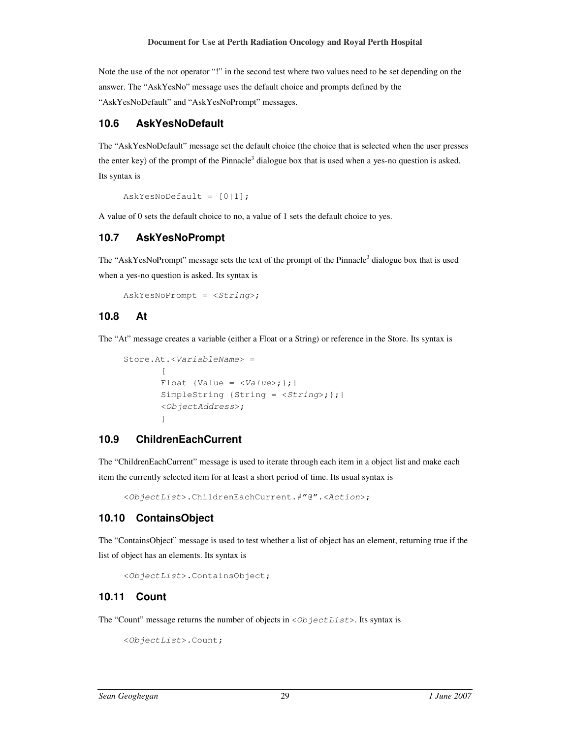Note the use of the not operator "!" in the second test where two values need to be set depending on the answer. The "AskYesNo" message uses the default choice and prompts defined by the "AskYesNoDefault" and "AskYesNoPrompt" messages.

## 10.6 AskYesNoDefault

The "AskYesNoDefault" message set the default choice (the choice that is selected when the user presses the enter key) of the prompt of the Pinnacle[3] dialogue box that is used when a yes-no question is asked. Its syntax is

```
AskYesNoDefault = [0|1];
```

A value of 0 sets the default choice to no, a value of 1 sets the default choice to yes.

## 10.7 AskYesNoPrompt

The "AskYesNoPrompt" message sets the text of the prompt of the Pinnacle[3] dialogue box that is used when a yes-no question is asked. Its syntax is

```
AskYesNoPrompt = <String>;
```

## 10.8 At

The "At" message creates a variable (either a Float or a String) or reference in the Store. Its syntax is

```
Store.At.<VariableName> =
        [
        Float {Value = <Value>;};|
        SimpleString {String = <String>;};|
        <ObjectAddress>;
        ]
```

## 10.9 ChildrenEachCurrent

The "ChildrenEachCurrent" message is used to iterate through each item in a object list and make each item the currently selected item for at least a short period of time. Its usual syntax is

```
<ObjectList>.ChildrenEachCurrent.#"@".<Action>;
```

## 10.10 ContainsObject

The "ContainsObject" message is used to test whether a list of object has an element, returning true if the list of object has an elements. Its syntax is

```
<ObjectList>.ContainsObject;
```

## 10.11 Count

The "Count" message returns the number of objects in `<ObjectList>`. Its syntax is

```
<ObjectList>.Count;
```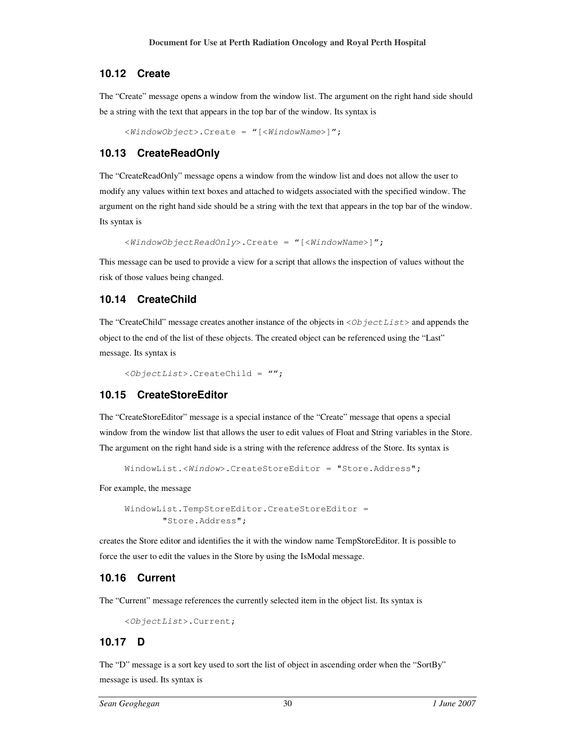## 10.12 Create

The "Create" message opens a window from the window list. The argument on the right hand side should be a string with the text that appears in the top bar of the window. Its syntax is

```
<WindowObject>.Create = "[<WindowName>]";
```

## 10.13 CreateReadOnly

The "CreateReadOnly" message opens a window from the window list and does not allow the user to modify any values within text boxes and attached to widgets associated with the specified window. The argument on the right hand side should be a string with the text that appears in the top bar of the window. Its syntax is

```
<WindowObjectReadOnly>.Create = "[<WindowName>]";
```

This message can be used to provide a view for a script that allows the inspection of values without the risk of those values being changed.

## 10.14 CreateChild

The "CreateChild" message creates another instance of the objects in `<ObjectList>` and appends the object to the end of the list of these objects. The created object can be referenced using the "Last" message. Its syntax is

```
<ObjectList>.CreateChild = "";
```

## 10.15 CreateStoreEditor

The "CreateStoreEditor" message is a special instance of the "Create" message that opens a special window from the window list that allows the user to edit values of Float and String variables in the Store. The argument on the right hand side is a string with the reference address of the Store. Its syntax is

```
WindowList.<Window>.CreateStoreEditor = "Store.Address";
```

For example, the message

```
WindowList.TempStoreEditor.CreateStoreEditor =
        "Store.Address";
```

creates the Store editor and identifies the it with the window name TempStoreEditor. It is possible to force the user to edit the values in the Store by using the IsModal message.

## 10.16 Current

The "Current" message references the currently selected item in the object list. Its syntax is

```
<ObjectList>.Current;
```

## 10.17 D

The "D" message is a sort key used to sort the list of object in ascending order when the "SortBy" message is used. Its syntax is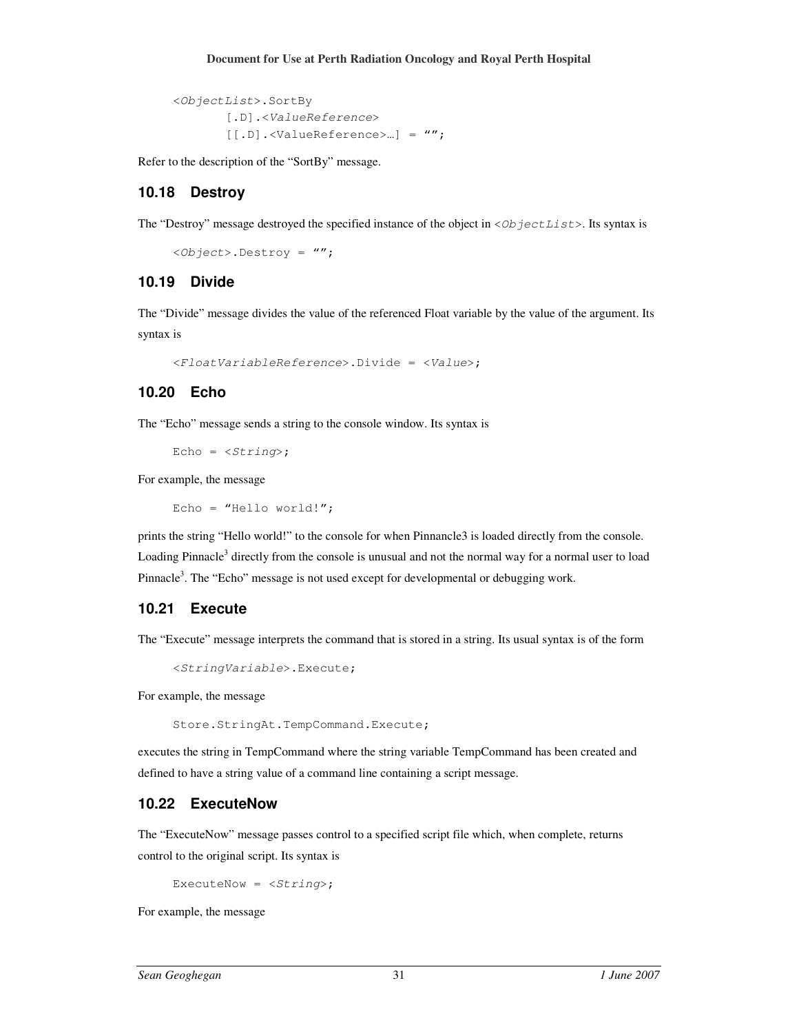```
<ObjectList>.SortBy
        [.D].<ValueReference>
        [[.D].<ValueReference>…] = "";
```

Refer to the description of the "SortBy" message.

## 10.18 Destroy

The "Destroy" message destroyed the specified instance of the object in `<ObjectList>`. Its syntax is

```
<Object>.Destroy = "";
```

## 10.19 Divide

The "Divide" message divides the value of the referenced Float variable by the value of the argument. Its syntax is

```
<FloatVariableReference>.Divide = <Value>;
```

## 10.20 Echo

The "Echo" message sends a string to the console window. Its syntax is

```
Echo = <String>;
```

For example, the message

```
Echo = "Hello world!";
```

prints the string "Hello world!" to the console for when Pinnancle3 is loaded directly from the console. Loading Pinnacle[3] directly from the console is unusual and not the normal way for a normal user to load Pinnacle[3]. The "Echo" message is not used except for developmental or debugging work.

## 10.21 Execute

The "Execute" message interprets the command that is stored in a string. Its usual syntax is of the form

```
<StringVariable>.Execute;
```

For example, the message

```
Store.StringAt.TempCommand.Execute;
```

executes the string in TempCommand where the string variable TempCommand has been created and defined to have a string value of a command line containing a script message.

## 10.22 ExecuteNow

The "ExecuteNow" message passes control to a specified script file which, when complete, returns control to the original script. Its syntax is

```
ExecuteNow = <String>;
```

For example, the message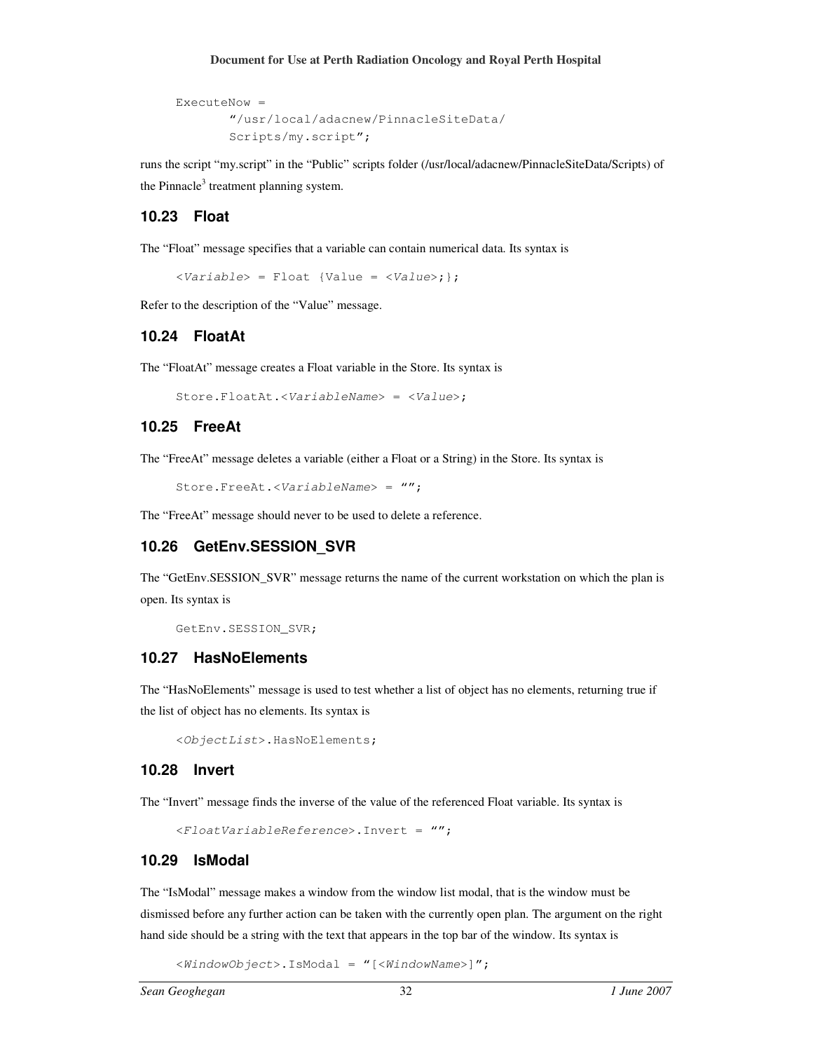```
ExecuteNow =
        "/usr/local/adacnew/PinnacleSiteData/
        Scripts/my.script";
```

runs the script "my.script" in the "Public" scripts folder (/usr/local/adacnew/PinnacleSiteData/Scripts) of the Pinnacle[3] treatment planning system.

## 10.23 Float

The "Float" message specifies that a variable can contain numerical data. Its syntax is

```
<Variable> = Float {Value = <Value>;};
```

Refer to the description of the "Value" message.

## 10.24 FloatAt

The "FloatAt" message creates a Float variable in the Store. Its syntax is

```
Store.FloatAt.<VariableName> = <Value>;
```

## 10.25 FreeAt

The "FreeAt" message deletes a variable (either a Float or a String) in the Store. Its syntax is

```
Store.FreeAt.<VariableName> = "";
```

The "FreeAt" message should never to be used to delete a reference.

## 10.26 GetEnv.SESSION_SVR

The "GetEnv.SESSION_SVR" message returns the name of the current workstation on which the plan is open. Its syntax is

```
GetEnv.SESSION_SVR;
```

## 10.27 HasNoElements

The "HasNoElements" message is used to test whether a list of object has no elements, returning true if the list of object has no elements. Its syntax is

```
<ObjectList>.HasNoElements;
```

## 10.28 Invert

The "Invert" message finds the inverse of the value of the referenced Float variable. Its syntax is

```
<FloatVariableReference>.Invert = "";
```

## 10.29 IsModal

The "IsModal" message makes a window from the window list modal, that is the window must be dismissed before any further action can be taken with the currently open plan. The argument on the right hand side should be a string with the text that appears in the top bar of the window. Its syntax is

```
<WindowObject>.IsModal = "[<WindowName>]";
```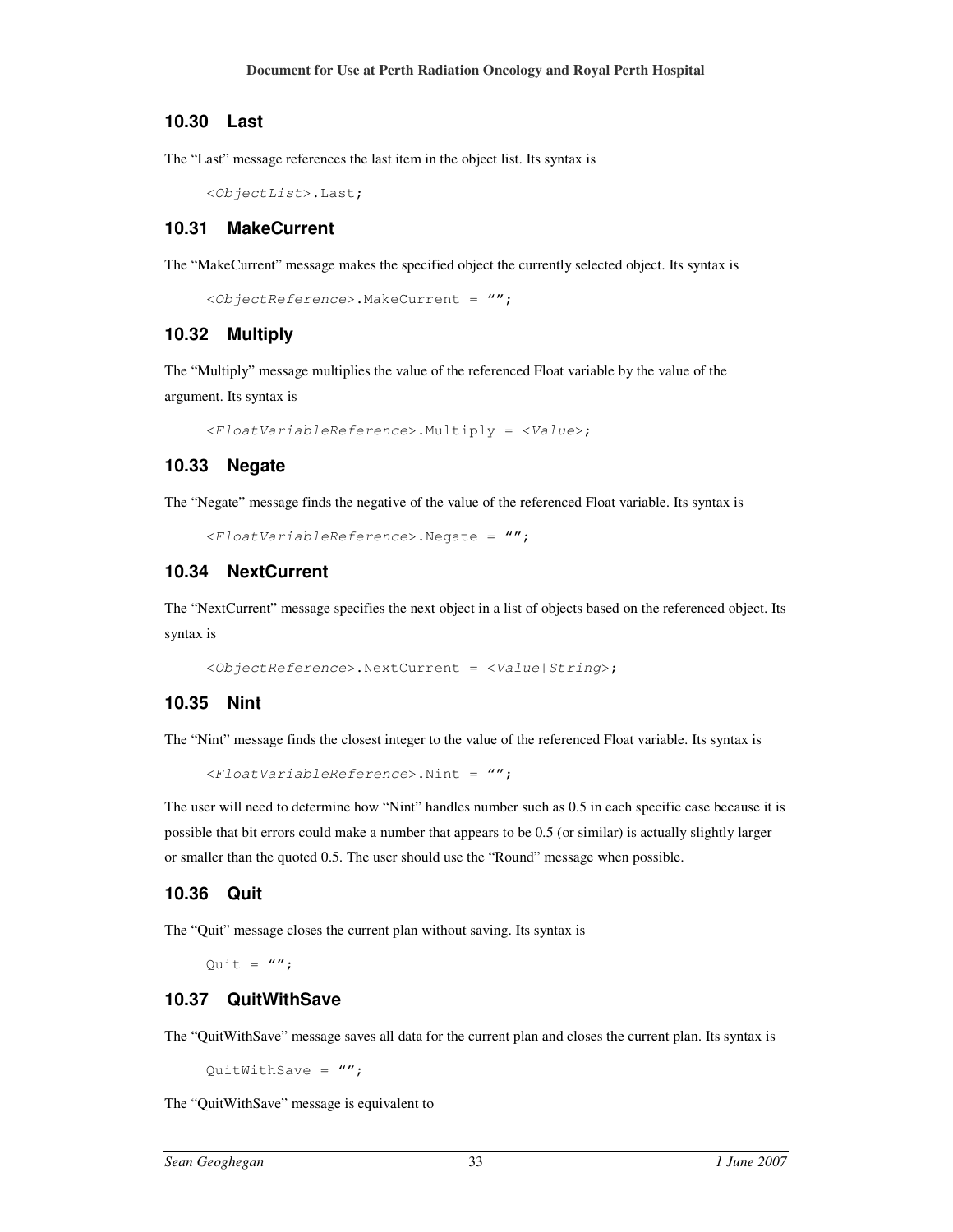## 10.30 Last

The "Last" message references the last item in the object list. Its syntax is

```
<ObjectList>.Last;
```

## 10.31 MakeCurrent

The "MakeCurrent" message makes the specified object the currently selected object. Its syntax is

```
<ObjectReference>.MakeCurrent = "";
```

## 10.32 Multiply

The "Multiply" message multiplies the value of the referenced Float variable by the value of the argument. Its syntax is

```
<FloatVariableReference>.Multiply = <Value>;
```

## 10.33 Negate

The "Negate" message finds the negative of the value of the referenced Float variable. Its syntax is

```
<FloatVariableReference>.Negate = "";
```

## 10.34 NextCurrent

The "NextCurrent" message specifies the next object in a list of objects based on the referenced object. Its syntax is

```
<ObjectReference>.NextCurrent = <Value|String>;
```

## 10.35 Nint

The "Nint" message finds the closest integer to the value of the referenced Float variable. Its syntax is

```
<FloatVariableReference>.Nint = "";
```

The user will need to determine how "Nint" handles number such as 0.5 in each specific case because it is possible that bit errors could make a number that appears to be 0.5 (or similar) is actually slightly larger or smaller than the quoted 0.5. The user should use the "Round" message when possible.

## 10.36 Quit

The "Quit" message closes the current plan without saving. Its syntax is

```
Quit = "";
```

## 10.37 QuitWithSave

The "QuitWithSave" message saves all data for the current plan and closes the current plan. Its syntax is

```
QuitWithSave = "";
```

The "QuitWithSave" message is equivalent to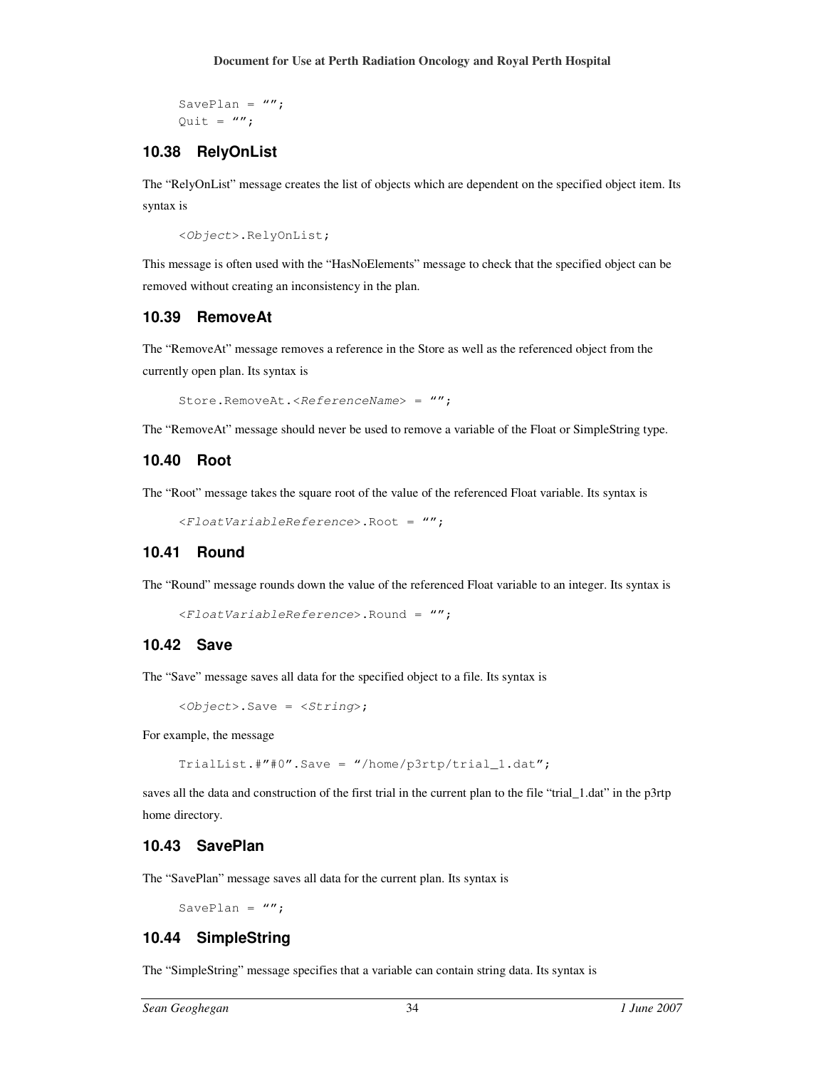```
SavePlan = "";
Quit = "";
```

## 10.38 RelyOnList

The "RelyOnList" message creates the list of objects which are dependent on the specified object item. Its syntax is

```
<Object>.RelyOnList;
```

This message is often used with the "HasNoElements" message to check that the specified object can be removed without creating an inconsistency in the plan.

## 10.39 RemoveAt

The "RemoveAt" message removes a reference in the Store as well as the referenced object from the currently open plan. Its syntax is

```
Store.RemoveAt.<ReferenceName> = "";
```

The "RemoveAt" message should never be used to remove a variable of the Float or SimpleString type.

## 10.40 Root

The "Root" message takes the square root of the value of the referenced Float variable. Its syntax is

```
<FloatVariableReference>.Root = "";
```

## 10.41 Round

The "Round" message rounds down the value of the referenced Float variable to an integer. Its syntax is

```
<FloatVariableReference>.Round = "";
```

## 10.42 Save

The "Save" message saves all data for the specified object to a file. Its syntax is

```
<Object>.Save = <String>;
```

For example, the message

```
TrialList.#"#0".Save = "/home/p3rtp/trial_1.dat";
```

saves all the data and construction of the first trial in the current plan to the file "trial_1.dat" in the p3rtp home directory.

## 10.43 SavePlan

The "SavePlan" message saves all data for the current plan. Its syntax is

```
SavePlan = "";
```

## 10.44 SimpleString

The "SimpleString" message specifies that a variable can contain string data. Its syntax is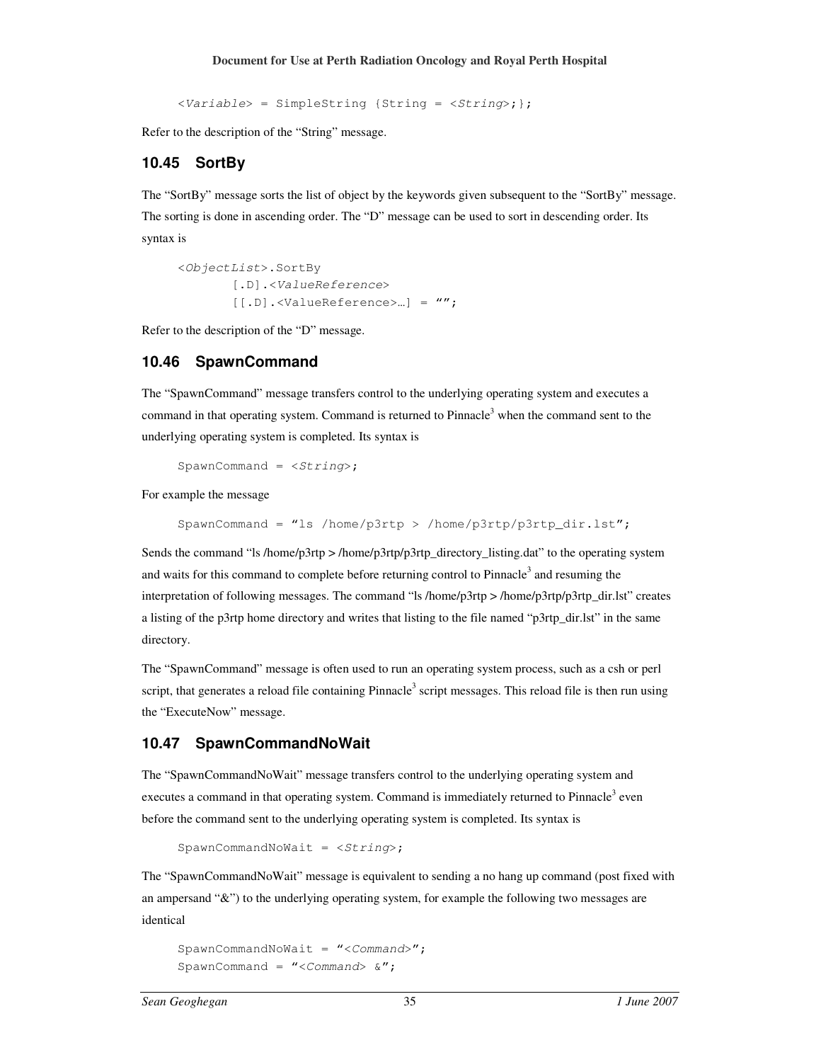```
<Variable> = SimpleString {String = <String>;};
```

Refer to the description of the "String" message.

## 10.45 SortBy

The "SortBy" message sorts the list of object by the keywords given subsequent to the "SortBy" message. The sorting is done in ascending order. The "D" message can be used to sort in descending order. Its syntax is

```
<ObjectList>.SortBy
       [.D].<ValueReference>
       [[.D].<ValueReference>…] = "";
```

Refer to the description of the "D" message.

## 10.46 SpawnCommand

The "SpawnCommand" message transfers control to the underlying operating system and executes a command in that operating system. Command is returned to Pinnacle[3] when the command sent to the underlying operating system is completed. Its syntax is

```
SpawnCommand = <String>;
```

For example the message

```
SpawnCommand = "ls /home/p3rtp > /home/p3rtp/p3rtp_dir.lst";
```

Sends the command "ls /home/p3rtp > /home/p3rtp/p3rtp_directory_listing.dat" to the operating system and waits for this command to complete before returning control to Pinnacle[3] and resuming the interpretation of following messages. The command "ls /home/p3rtp > /home/p3rtp/p3rtp_dir.lst" creates a listing of the p3rtp home directory and writes that listing to the file named "p3rtp_dir.lst" in the same directory.

The "SpawnCommand" message is often used to run an operating system process, such as a csh or perl script, that generates a reload file containing Pinnacle[3] script messages. This reload file is then run using the "ExecuteNow" message.

## 10.47 SpawnCommandNoWait

The "SpawnCommandNoWait" message transfers control to the underlying operating system and executes a command in that operating system. Command is immediately returned to Pinnacle[3] even before the command sent to the underlying operating system is completed. Its syntax is

```
SpawnCommandNoWait = <String>;
```

The "SpawnCommandNoWait" message is equivalent to sending a no hang up command (post fixed with an ampersand "&") to the underlying operating system, for example the following two messages are identical

```
SpawnCommandNoWait = "<Command>";
SpawnCommand = "<Command> &";
```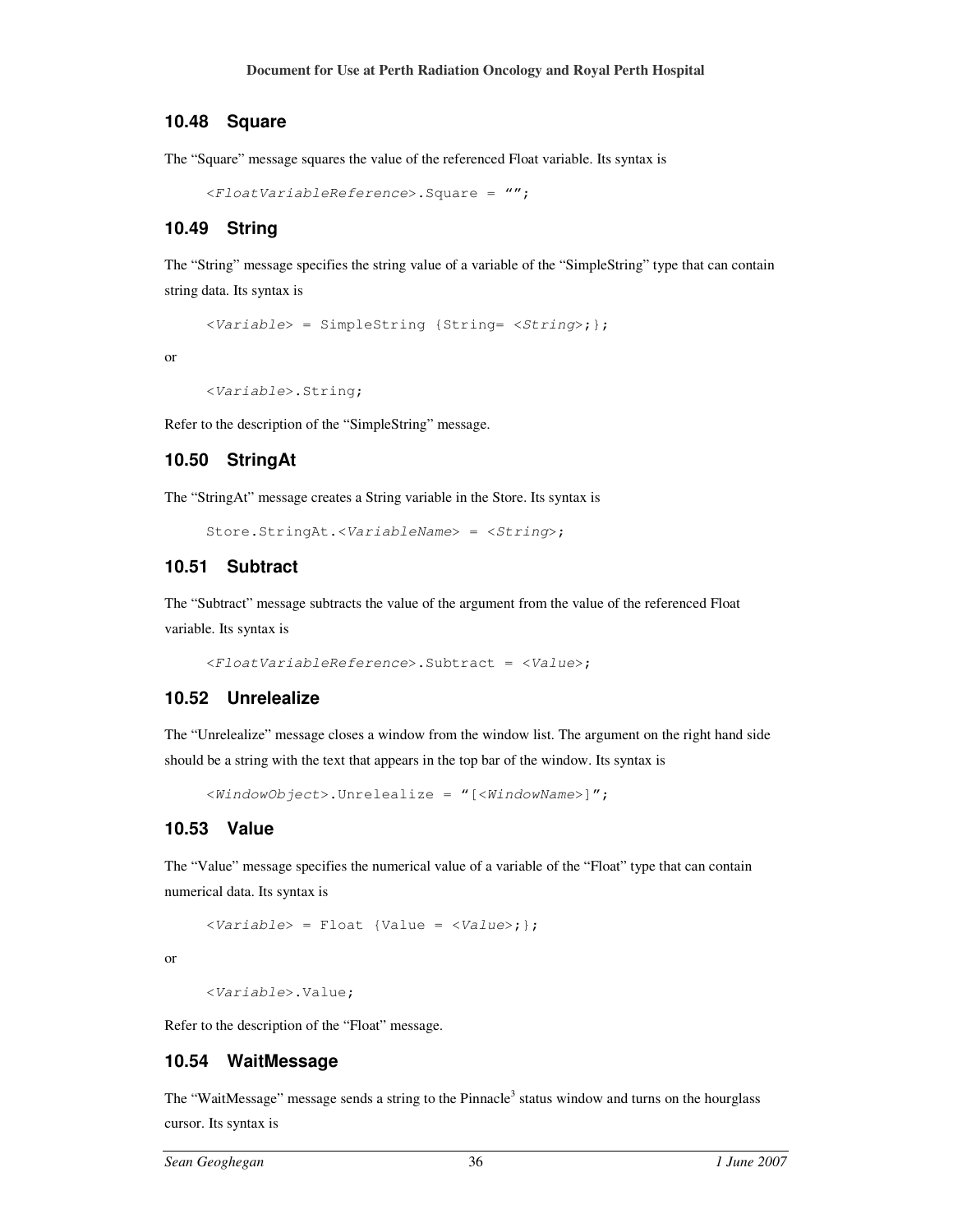## 10.48 Square

The "Square" message squares the value of the referenced Float variable. Its syntax is

```
<FloatVariableReference>.Square = "";
```

## 10.49 String

The "String" message specifies the string value of a variable of the "SimpleString" type that can contain string data. Its syntax is

```
<Variable> = SimpleString {String= <String>;};
```

or

```
<Variable>.String;
```

Refer to the description of the "SimpleString" message.

## 10.50 StringAt

The "StringAt" message creates a String variable in the Store. Its syntax is

```
Store.StringAt.<VariableName> = <String>;
```

## 10.51 Subtract

The "Subtract" message subtracts the value of the argument from the value of the referenced Float variable. Its syntax is

```
<FloatVariableReference>.Subtract = <Value>;
```

## 10.52 Unrelealize

The "Unrelealize" message closes a window from the window list. The argument on the right hand side should be a string with the text that appears in the top bar of the window. Its syntax is

```
<WindowObject>.Unrelealize = "[<WindowName>]";
```

## 10.53 Value

The "Value" message specifies the numerical value of a variable of the "Float" type that can contain numerical data. Its syntax is

```
<Variable> = Float {Value = <Value>;};
```

or

```
<Variable>.Value;
```

Refer to the description of the "Float" message.

## 10.54 WaitMessage

The "WaitMessage" message sends a string to the Pinnacle[3] status window and turns on the hourglass cursor. Its syntax is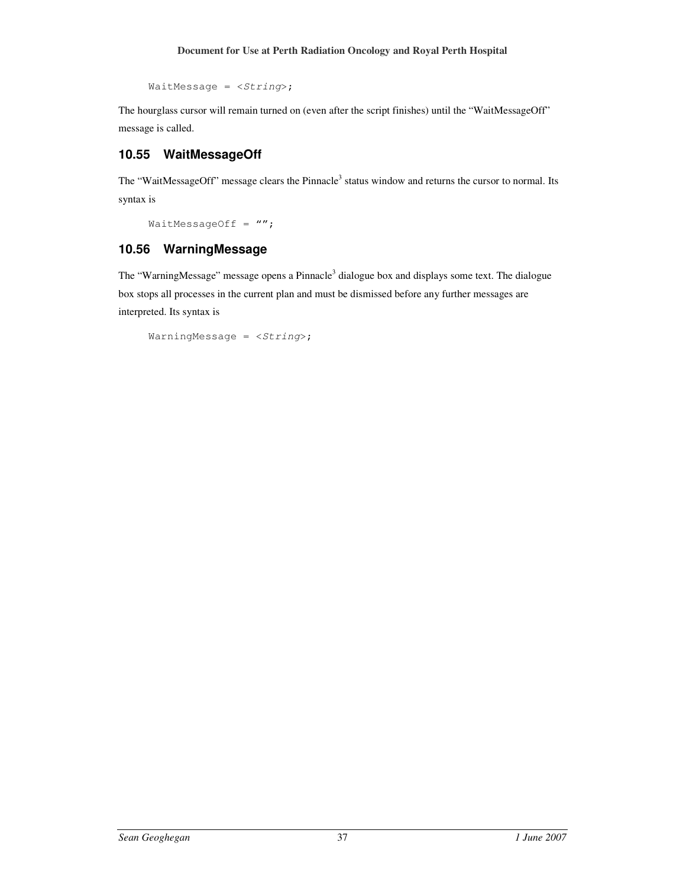```
WaitMessage = <String>;
```

The hourglass cursor will remain turned on (even after the script finishes) until the "WaitMessageOff" message is called.

### 10.55 WaitMessageOff

The "WaitMessageOff" message clears the Pinnacle[3] status window and returns the cursor to normal. Its syntax is

```
WaitMessageOff = "";
```

### 10.56 WarningMessage

The "WarningMessage" message opens a Pinnacle[3] dialogue box and displays some text. The dialogue box stops all processes in the current plan and must be dismissed before any further messages are interpreted. Its syntax is

```
WarningMessage = <String>;
```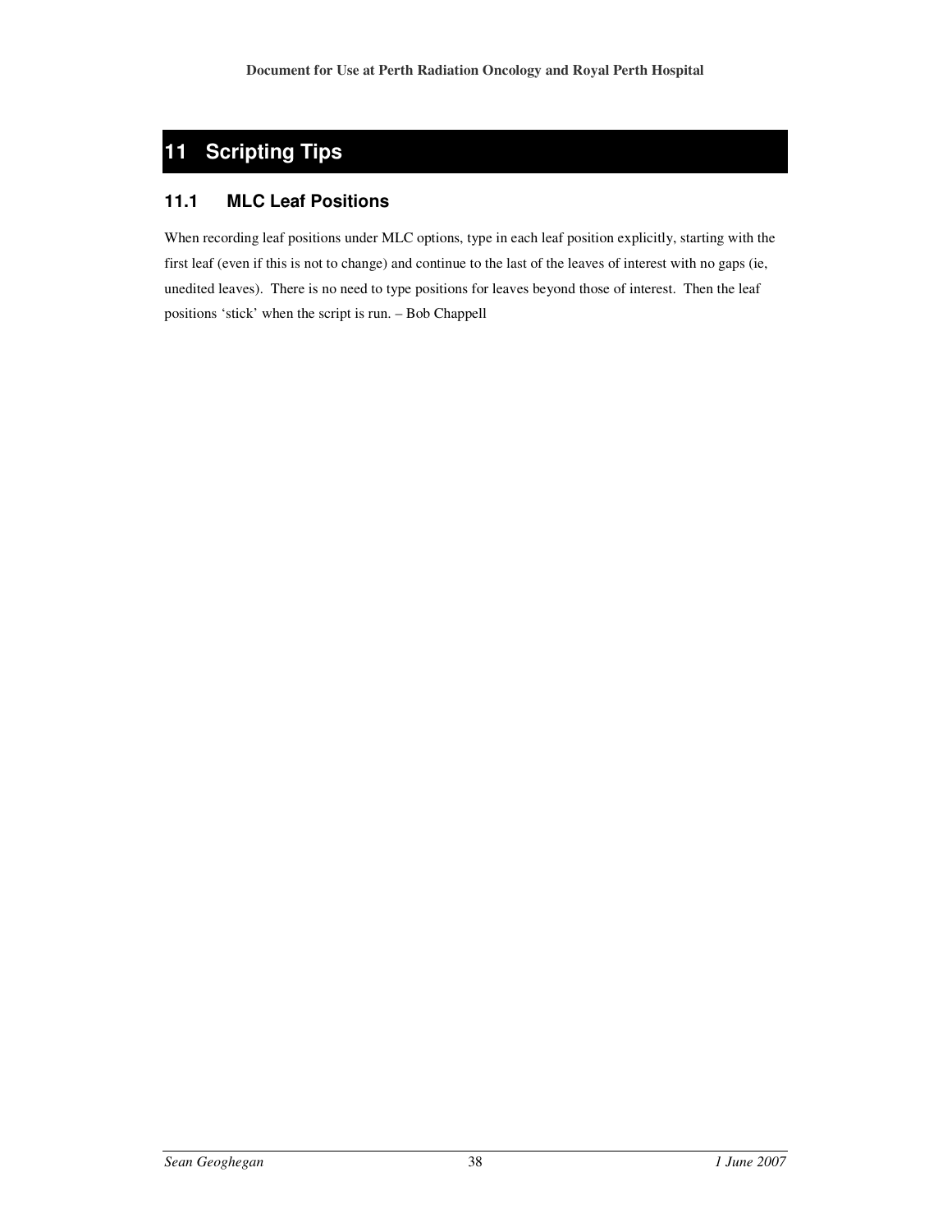# 11 Scripting Tips

## 11.1 MLC Leaf Positions

When recording leaf positions under MLC options, type in each leaf position explicitly, starting with the first leaf (even if this is not to change) and continue to the last of the leaves of interest with no gaps (ie, unedited leaves). There is no need to type positions for leaves beyond those of interest. Then the leaf positions 'stick' when the script is run. – Bob Chappell